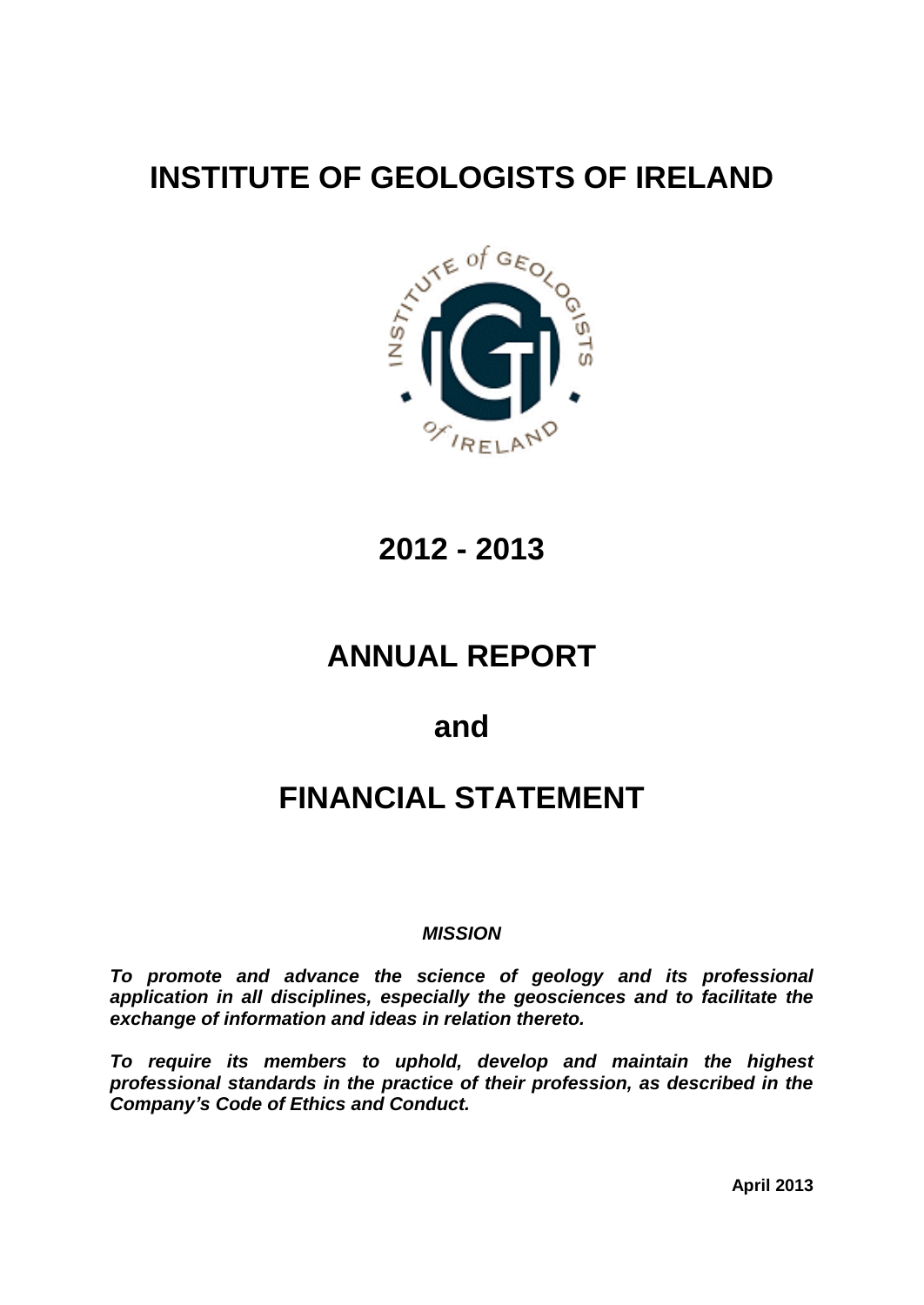# INSTITUTE OF GEOLOGISTS OF IRELAND

## 2012 - 2013

# ANNUAL REPORT

# and

# FINANCIAL STATEMENT

***MISSION***

***To promote and advance the science of geology and its professional application in all disciplines, especially the geosciences and to facilitate the exchange of information and ideas in relation thereto.***

***To require its members to uphold, develop and maintain the highest professional standards in the practice of their profession, as described in the Company's Code of Ethics and Conduct.***

**April 2013**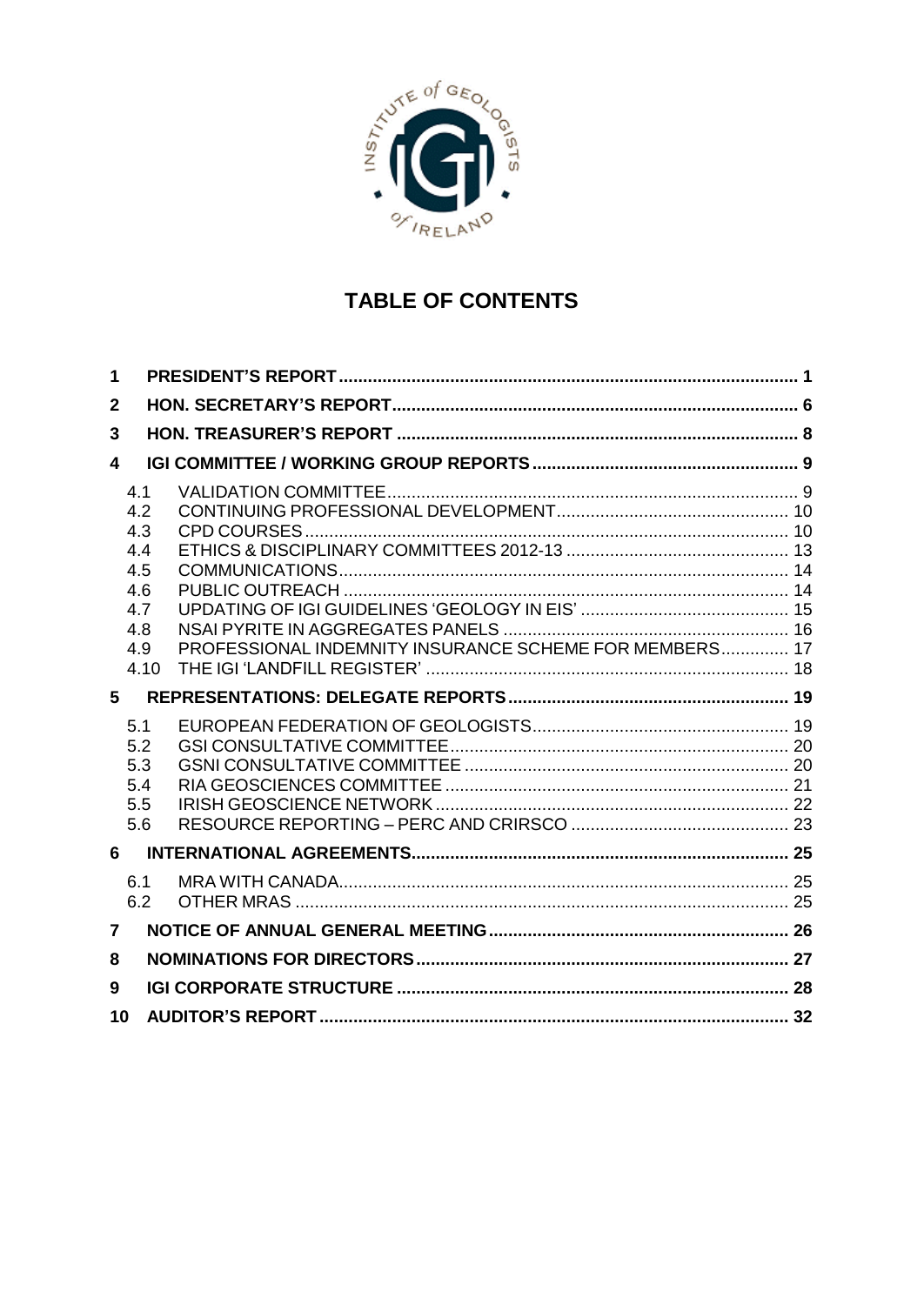# TABLE OF CONTENTS

- 1 PRESIDENT'S REPORT ... 1
- 2 HON. SECRETARY'S REPORT ... 6
- 3 HON. TREASURER'S REPORT ... 8
- 4 IGI COMMITTEE / WORKING GROUP REPORTS ... 9
  - 4.1 VALIDATION COMMITTEE ... 9
  - 4.2 CONTINUING PROFESSIONAL DEVELOPMENT ... 10
  - 4.3 CPD COURSES ... 10
  - 4.4 ETHICS & DISCIPLINARY COMMITTEES 2012-13 ... 13
  - 4.5 COMMUNICATIONS ... 14
  - 4.6 PUBLIC OUTREACH ... 14
  - 4.7 UPDATING OF IGI GUIDELINES 'GEOLOGY IN EIS' ... 15
  - 4.8 NSAI PYRITE IN AGGREGATES PANELS ... 16
  - 4.9 PROFESSIONAL INDEMNITY INSURANCE SCHEME FOR MEMBERS ... 17
  - 4.10 THE IGI 'LANDFILL REGISTER' ... 18
- 5 REPRESENTATIONS: DELEGATE REPORTS ... 19
  - 5.1 EUROPEAN FEDERATION OF GEOLOGISTS ... 19
  - 5.2 GSI CONSULTATIVE COMMITTEE ... 20
  - 5.3 GSNI CONSULTATIVE COMMITTEE ... 20
  - 5.4 RIA GEOSCIENCES COMMITTEE ... 21
  - 5.5 IRISH GEOSCIENCE NETWORK ... 22
  - 5.6 RESOURCE REPORTING – PERC AND CRIRSCO ... 23
- 6 INTERNATIONAL AGREEMENTS ... 25
  - 6.1 MRA WITH CANADA ... 25
  - 6.2 OTHER MRAS ... 25
- 7 NOTICE OF ANNUAL GENERAL MEETING ... 26
- 8 NOMINATIONS FOR DIRECTORS ... 27
- 9 IGI CORPORATE STRUCTURE ... 28
- 10 AUDITOR'S REPORT ... 32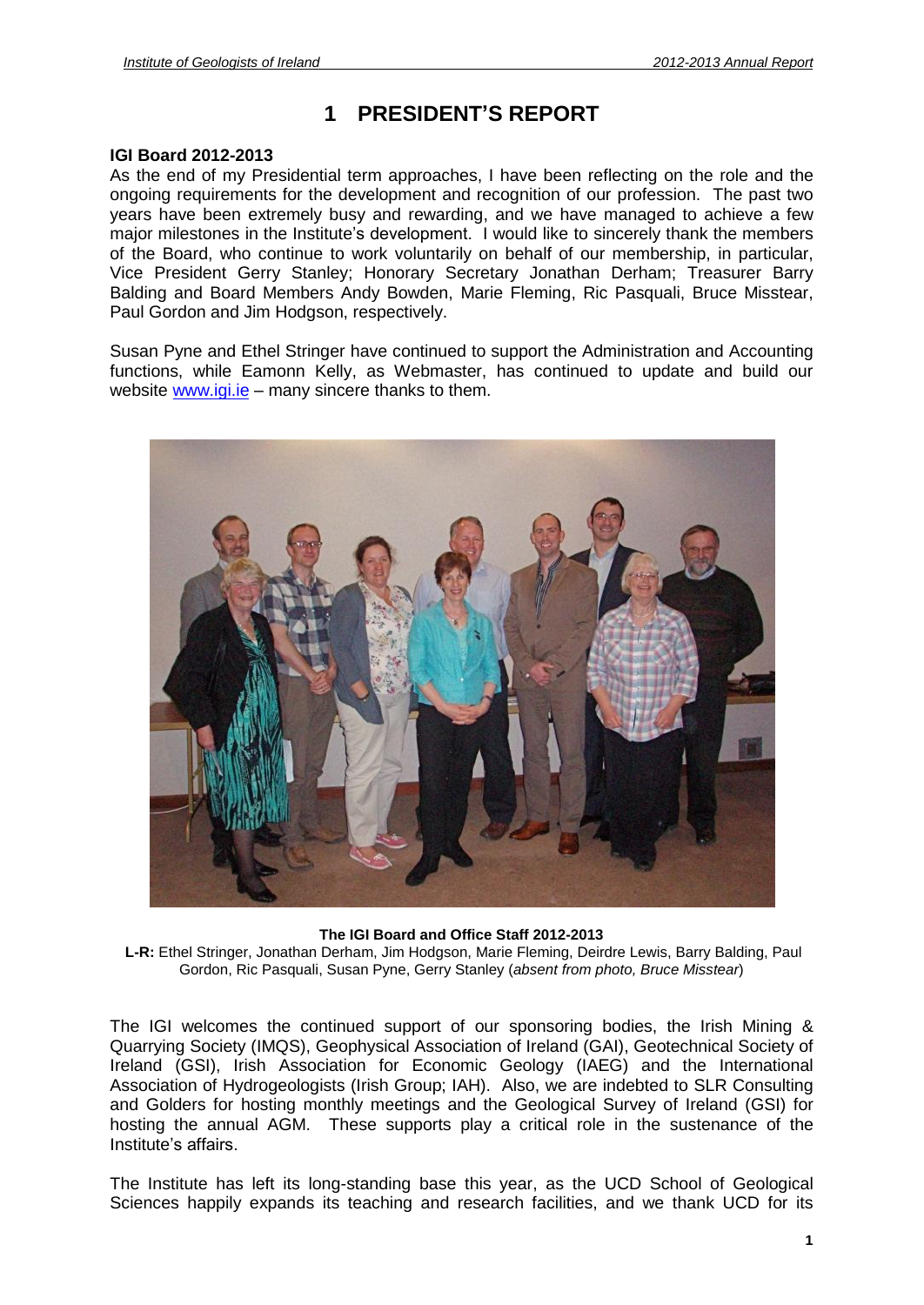# 1 PRESIDENT'S REPORT

**IGI Board 2012-2013**

As the end of my Presidential term approaches, I have been reflecting on the role and the ongoing requirements for the development and recognition of our profession. The past two years have been extremely busy and rewarding, and we have managed to achieve a few major milestones in the Institute's development. I would like to sincerely thank the members of the Board, who continue to work voluntarily on behalf of our membership, in particular, Vice President Gerry Stanley; Honorary Secretary Jonathan Derham; Treasurer Barry Balding and Board Members Andy Bowden, Marie Fleming, Ric Pasquali, Bruce Misstear, Paul Gordon and Jim Hodgson, respectively.

Susan Pyne and Ethel Stringer have continued to support the Administration and Accounting functions, while Eamonn Kelly, as Webmaster, has continued to update and build our website www.igi.ie – many sincere thanks to them.

**The IGI Board and Office Staff 2012-2013**

**L-R:** Ethel Stringer, Jonathan Derham, Jim Hodgson, Marie Fleming, Deirdre Lewis, Barry Balding, Paul Gordon, Ric Pasquali, Susan Pyne, Gerry Stanley (*absent from photo, Bruce Misstear*)

The IGI welcomes the continued support of our sponsoring bodies, the Irish Mining & Quarrying Society (IMQS), Geophysical Association of Ireland (GAI), Geotechnical Society of Ireland (GSI), Irish Association for Economic Geology (IAEG) and the International Association of Hydrogeologists (Irish Group; IAH). Also, we are indebted to SLR Consulting and Golders for hosting monthly meetings and the Geological Survey of Ireland (GSI) for hosting the annual AGM. These supports play a critical role in the sustenance of the Institute's affairs.

The Institute has left its long-standing base this year, as the UCD School of Geological Sciences happily expands its teaching and research facilities, and we thank UCD for its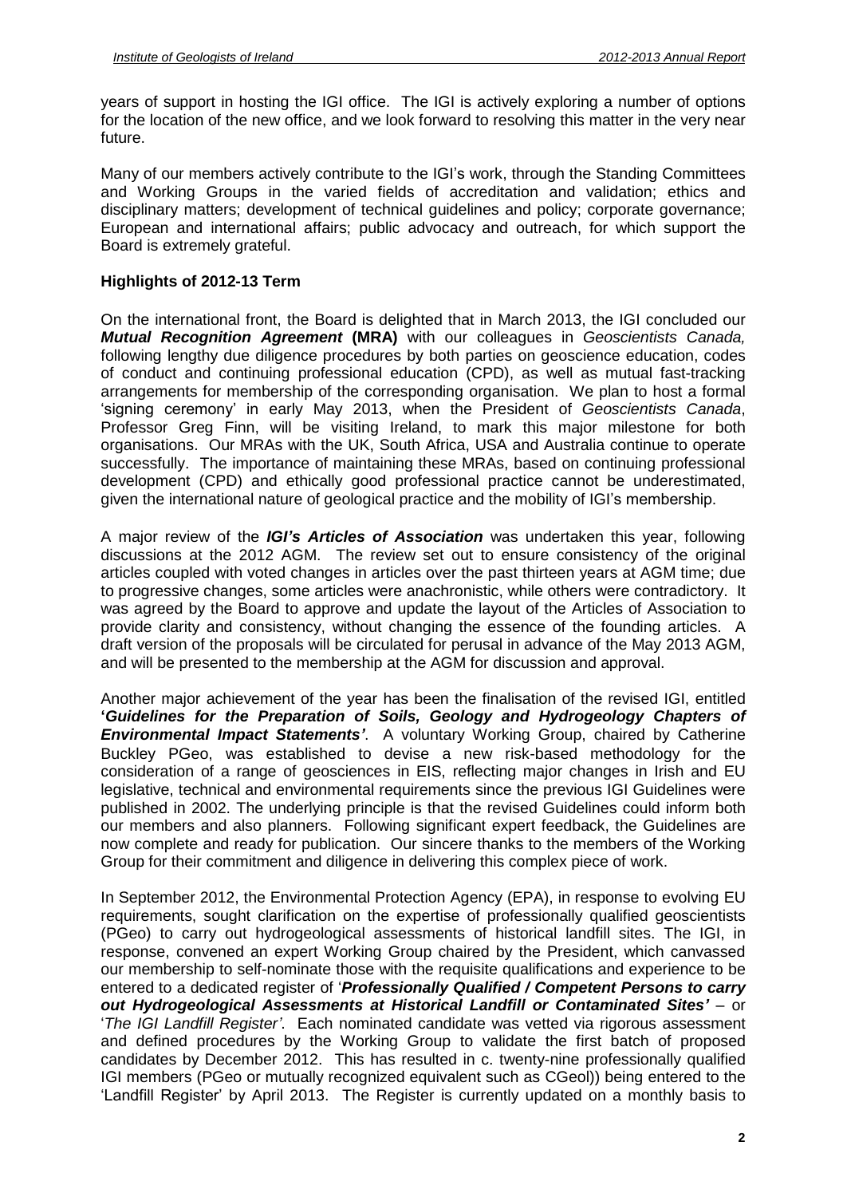years of support in hosting the IGI office. The IGI is actively exploring a number of options for the location of the new office, and we look forward to resolving this matter in the very near future.

Many of our members actively contribute to the IGI's work, through the Standing Committees and Working Groups in the varied fields of accreditation and validation; ethics and disciplinary matters; development of technical guidelines and policy; corporate governance; European and international affairs; public advocacy and outreach, for which support the Board is extremely grateful.

**Highlights of 2012-13 Term**

On the international front, the Board is delighted that in March 2013, the IGI concluded our ***Mutual Recognition Agreement*** **(MRA)** with our colleagues in *Geoscientists Canada,* following lengthy due diligence procedures by both parties on geoscience education, codes of conduct and continuing professional education (CPD), as well as mutual fast-tracking arrangements for membership of the corresponding organisation. We plan to host a formal 'signing ceremony' in early May 2013, when the President of *Geoscientists Canada*, Professor Greg Finn, will be visiting Ireland, to mark this major milestone for both organisations. Our MRAs with the UK, South Africa, USA and Australia continue to operate successfully. The importance of maintaining these MRAs, based on continuing professional development (CPD) and ethically good professional practice cannot be underestimated, given the international nature of geological practice and the mobility of IGI's membership.

A major review of the ***IGI's Articles of Association*** was undertaken this year, following discussions at the 2012 AGM. The review set out to ensure consistency of the original articles coupled with voted changes in articles over the past thirteen years at AGM time; due to progressive changes, some articles were anachronistic, while others were contradictory. It was agreed by the Board to approve and update the layout of the Articles of Association to provide clarity and consistency, without changing the essence of the founding articles. A draft version of the proposals will be circulated for perusal in advance of the May 2013 AGM, and will be presented to the membership at the AGM for discussion and approval.

Another major achievement of the year has been the finalisation of the revised IGI, entitled **'*Guidelines for the Preparation of Soils, Geology and Hydrogeology Chapters of Environmental Impact Statements'***. A voluntary Working Group, chaired by Catherine Buckley PGeo, was established to devise a new risk-based methodology for the consideration of a range of geosciences in EIS, reflecting major changes in Irish and EU legislative, technical and environmental requirements since the previous IGI Guidelines were published in 2002. The underlying principle is that the revised Guidelines could inform both our members and also planners. Following significant expert feedback, the Guidelines are now complete and ready for publication. Our sincere thanks to the members of the Working Group for their commitment and diligence in delivering this complex piece of work.

In September 2012, the Environmental Protection Agency (EPA), in response to evolving EU requirements, sought clarification on the expertise of professionally qualified geoscientists (PGeo) to carry out hydrogeological assessments of historical landfill sites. The IGI, in response, convened an expert Working Group chaired by the President, which canvassed our membership to self-nominate those with the requisite qualifications and experience to be entered to a dedicated register of '***Professionally Qualified / Competent Persons to carry out Hydrogeological Assessments at Historical Landfill or Contaminated Sites'*** – or '*The IGI Landfill Register'*. Each nominated candidate was vetted via rigorous assessment and defined procedures by the Working Group to validate the first batch of proposed candidates by December 2012. This has resulted in c. twenty-nine professionally qualified IGI members (PGeo or mutually recognized equivalent such as CGeol)) being entered to the 'Landfill Register' by April 2013. The Register is currently updated on a monthly basis to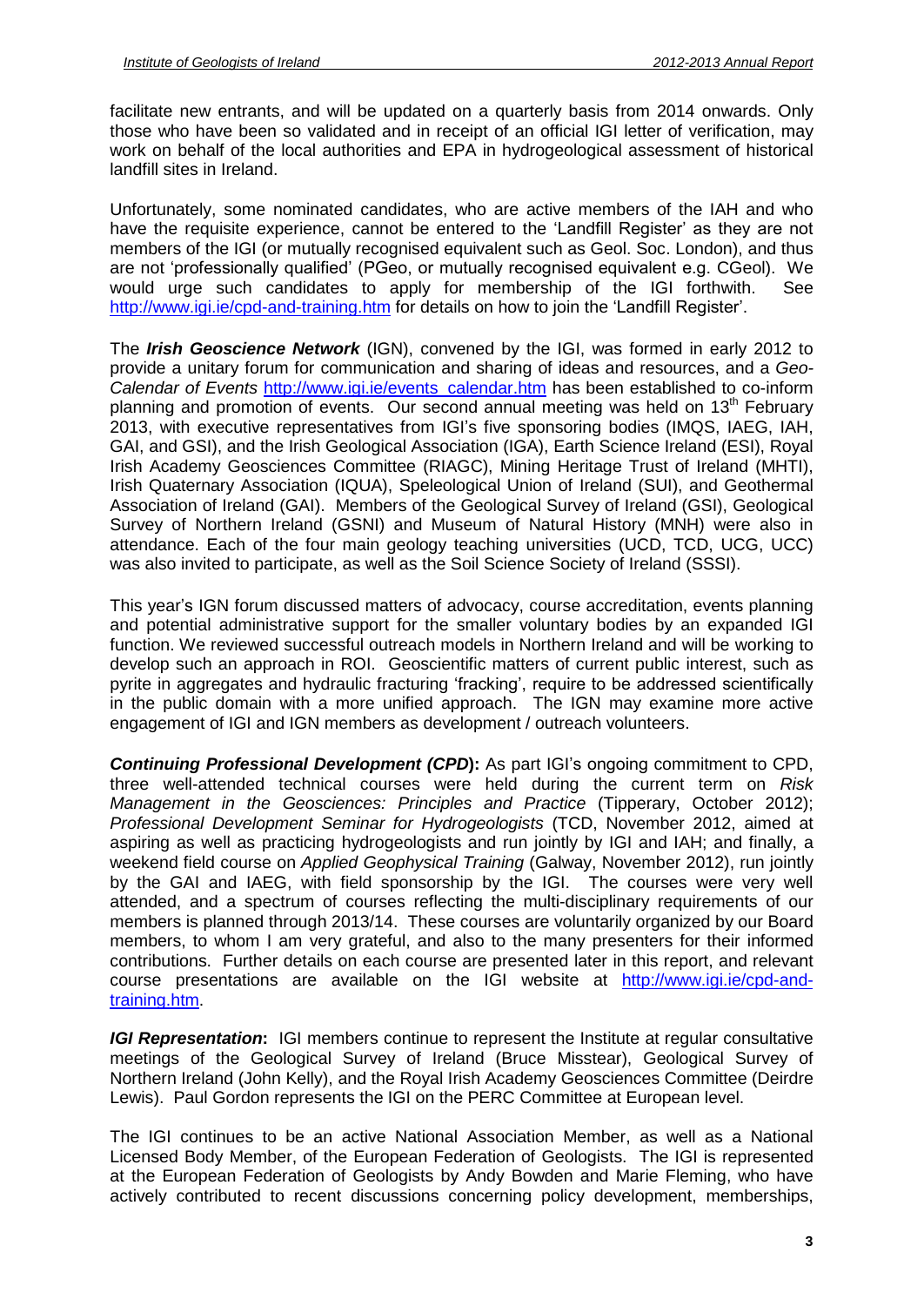facilitate new entrants, and will be updated on a quarterly basis from 2014 onwards. Only those who have been so validated and in receipt of an official IGI letter of verification, may work on behalf of the local authorities and EPA in hydrogeological assessment of historical landfill sites in Ireland.

Unfortunately, some nominated candidates, who are active members of the IAH and who have the requisite experience, cannot be entered to the 'Landfill Register' as they are not members of the IGI (or mutually recognised equivalent such as Geol. Soc. London), and thus are not 'professionally qualified' (PGeo, or mutually recognised equivalent e.g. CGeol). We would urge such candidates to apply for membership of the IGI forthwith. See http://www.igi.ie/cpd-and-training.htm for details on how to join the 'Landfill Register'.

The ***Irish Geoscience Network*** (IGN), convened by the IGI, was formed in early 2012 to provide a unitary forum for communication and sharing of ideas and resources, and a *Geo-Calendar of Events* http://www.igi.ie/events_calendar.htm has been established to co-inform planning and promotion of events. Our second annual meeting was held on 13th February 2013, with executive representatives from IGI's five sponsoring bodies (IMQS, IAEG, IAH, GAI, and GSI), and the Irish Geological Association (IGA), Earth Science Ireland (ESI), Royal Irish Academy Geosciences Committee (RIAGC), Mining Heritage Trust of Ireland (MHTI), Irish Quaternary Association (IQUA), Speleological Union of Ireland (SUI), and Geothermal Association of Ireland (GAI). Members of the Geological Survey of Ireland (GSI), Geological Survey of Northern Ireland (GSNI) and Museum of Natural History (MNH) were also in attendance. Each of the four main geology teaching universities (UCD, TCD, UCG, UCC) was also invited to participate, as well as the Soil Science Society of Ireland (SSSI).

This year's IGN forum discussed matters of advocacy, course accreditation, events planning and potential administrative support for the smaller voluntary bodies by an expanded IGI function. We reviewed successful outreach models in Northern Ireland and will be working to develop such an approach in ROI. Geoscientific matters of current public interest, such as pyrite in aggregates and hydraulic fracturing 'fracking', require to be addressed scientifically in the public domain with a more unified approach. The IGN may examine more active engagement of IGI and IGN members as development / outreach volunteers.

***Continuing Professional Development (CPD)*****:** As part IGI's ongoing commitment to CPD, three well-attended technical courses were held during the current term on *Risk Management in the Geosciences: Principles and Practice* (Tipperary, October 2012); *Professional Development Seminar for Hydrogeologists* (TCD, November 2012, aimed at aspiring as well as practicing hydrogeologists and run jointly by IGI and IAH; and finally, a weekend field course on *Applied Geophysical Training* (Galway, November 2012), run jointly by the GAI and IAEG, with field sponsorship by the IGI. The courses were very well attended, and a spectrum of courses reflecting the multi-disciplinary requirements of our members is planned through 2013/14. These courses are voluntarily organized by our Board members, to whom I am very grateful, and also to the many presenters for their informed contributions. Further details on each course are presented later in this report, and relevant course presentations are available on the IGI website at http://www.igi.ie/cpd-and-training.htm.

***IGI Representation*****:** IGI members continue to represent the Institute at regular consultative meetings of the Geological Survey of Ireland (Bruce Misstear), Geological Survey of Northern Ireland (John Kelly), and the Royal Irish Academy Geosciences Committee (Deirdre Lewis). Paul Gordon represents the IGI on the PERC Committee at European level.

The IGI continues to be an active National Association Member, as well as a National Licensed Body Member, of the European Federation of Geologists. The IGI is represented at the European Federation of Geologists by Andy Bowden and Marie Fleming, who have actively contributed to recent discussions concerning policy development, memberships,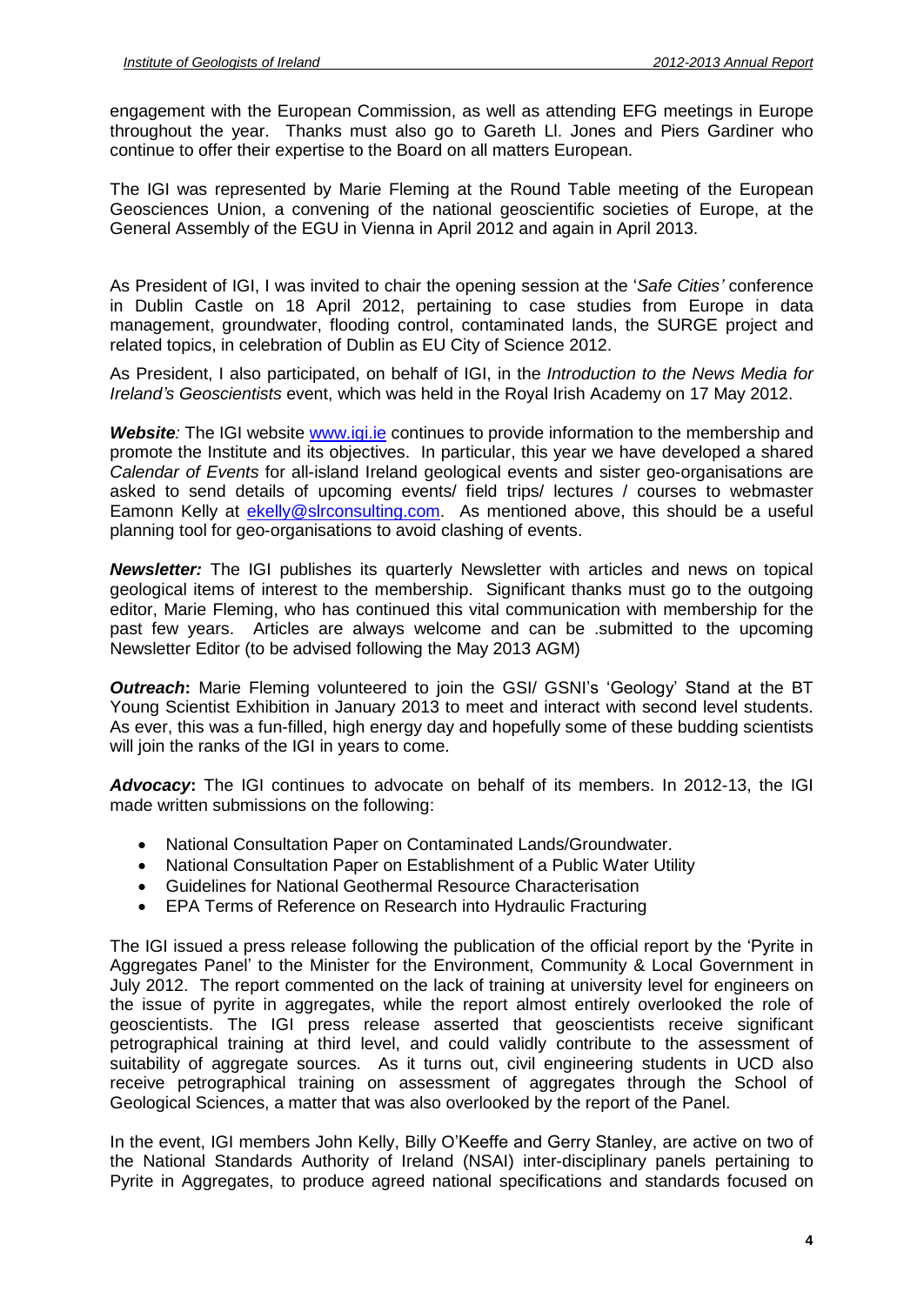engagement with the European Commission, as well as attending EFG meetings in Europe throughout the year. Thanks must also go to Gareth Ll. Jones and Piers Gardiner who continue to offer their expertise to the Board on all matters European.

The IGI was represented by Marie Fleming at the Round Table meeting of the European Geosciences Union, a convening of the national geoscientific societies of Europe, at the General Assembly of the EGU in Vienna in April 2012 and again in April 2013.

As President of IGI, I was invited to chair the opening session at the '*Safe Cities'* conference in Dublin Castle on 18 April 2012, pertaining to case studies from Europe in data management, groundwater, flooding control, contaminated lands, the SURGE project and related topics, in celebration of Dublin as EU City of Science 2012.

As President, I also participated, on behalf of IGI, in the *Introduction to the News Media for Ireland's Geoscientists* event, which was held in the Royal Irish Academy on 17 May 2012.

***Website**:* The IGI website [www.igi.ie](http://www.igi.ie) continues to provide information to the membership and promote the Institute and its objectives. In particular, this year we have developed a shared *Calendar of Events* for all-island Ireland geological events and sister geo-organisations are asked to send details of upcoming events/ field trips/ lectures / courses to webmaster Eamonn Kelly at [ekelly@slrconsulting.com](mailto:ekelly@slrconsulting.com). As mentioned above, this should be a useful planning tool for geo-organisations to avoid clashing of events.

***Newsletter:*** The IGI publishes its quarterly Newsletter with articles and news on topical geological items of interest to the membership. Significant thanks must go to the outgoing editor, Marie Fleming, who has continued this vital communication with membership for the past few years. Articles are always welcome and can be .submitted to the upcoming Newsletter Editor (to be advised following the May 2013 AGM)

***Outreach*:** Marie Fleming volunteered to join the GSI/ GSNI's 'Geology' Stand at the BT Young Scientist Exhibition in January 2013 to meet and interact with second level students. As ever, this was a fun-filled, high energy day and hopefully some of these budding scientists will join the ranks of the IGI in years to come.

***Advocacy*:** The IGI continues to advocate on behalf of its members. In 2012-13, the IGI made written submissions on the following:

- National Consultation Paper on Contaminated Lands/Groundwater.
- National Consultation Paper on Establishment of a Public Water Utility
- Guidelines for National Geothermal Resource Characterisation
- EPA Terms of Reference on Research into Hydraulic Fracturing

The IGI issued a press release following the publication of the official report by the 'Pyrite in Aggregates Panel' to the Minister for the Environment, Community & Local Government in July 2012. The report commented on the lack of training at university level for engineers on the issue of pyrite in aggregates, while the report almost entirely overlooked the role of geoscientists. The IGI press release asserted that geoscientists receive significant petrographical training at third level, and could validly contribute to the assessment of suitability of aggregate sources. As it turns out, civil engineering students in UCD also receive petrographical training on assessment of aggregates through the School of Geological Sciences, a matter that was also overlooked by the report of the Panel.

In the event, IGI members John Kelly, Billy O'Keeffe and Gerry Stanley, are active on two of the National Standards Authority of Ireland (NSAI) inter-disciplinary panels pertaining to Pyrite in Aggregates, to produce agreed national specifications and standards focused on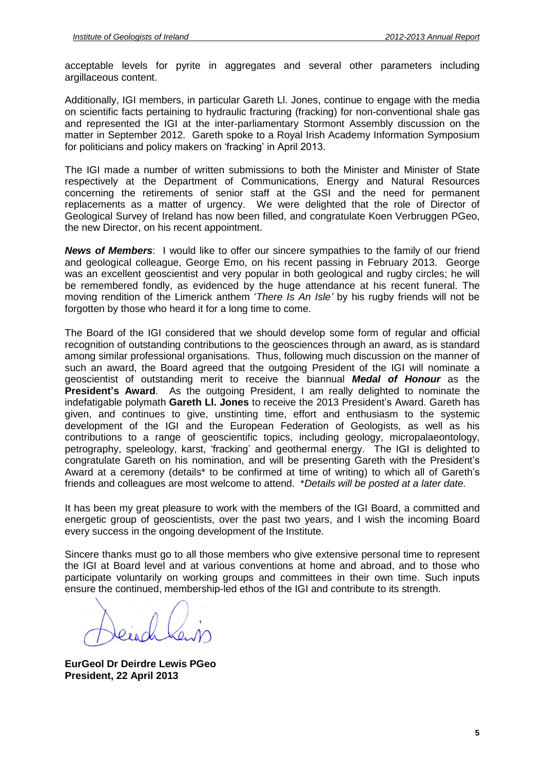acceptable levels for pyrite in aggregates and several other parameters including argillaceous content.

Additionally, IGI members, in particular Gareth Ll. Jones, continue to engage with the media on scientific facts pertaining to hydraulic fracturing (fracking) for non-conventional shale gas and represented the IGI at the inter-parliamentary Stormont Assembly discussion on the matter in September 2012. Gareth spoke to a Royal Irish Academy Information Symposium for politicians and policy makers on 'fracking' in April 2013.

The IGI made a number of written submissions to both the Minister and Minister of State respectively at the Department of Communications, Energy and Natural Resources concerning the retirements of senior staff at the GSI and the need for permanent replacements as a matter of urgency. We were delighted that the role of Director of Geological Survey of Ireland has now been filled, and congratulate Koen Verbruggen PGeo, the new Director, on his recent appointment.

***News of Members***: I would like to offer our sincere sympathies to the family of our friend and geological colleague, George Emo, on his recent passing in February 2013. George was an excellent geoscientist and very popular in both geological and rugby circles; he will be remembered fondly, as evidenced by the huge attendance at his recent funeral. The moving rendition of the Limerick anthem '*There Is An Isle'* by his rugby friends will not be forgotten by those who heard it for a long time to come.

The Board of the IGI considered that we should develop some form of regular and official recognition of outstanding contributions to the geosciences through an award, as is standard among similar professional organisations. Thus, following much discussion on the manner of such an award, the Board agreed that the outgoing President of the IGI will nominate a geoscientist of outstanding merit to receive the biannual ***Medal of Honour*** as the **President's Award**. As the outgoing President, I am really delighted to nominate the indefatigable polymath **Gareth Ll. Jones** to receive the 2013 President's Award. Gareth has given, and continues to give, unstinting time, effort and enthusiasm to the systemic development of the IGI and the European Federation of Geologists, as well as his contributions to a range of geoscientific topics, including geology, micropalaeontology, petrography, speleology, karst, 'fracking' and geothermal energy. The IGI is delighted to congratulate Gareth on his nomination, and will be presenting Gareth with the President's Award at a ceremony (details* to be confirmed at time of writing) to which all of Gareth's friends and colleagues are most welcome to attend. **Details will be posted at a later date.*

It has been my great pleasure to work with the members of the IGI Board, a committed and energetic group of geoscientists, over the past two years, and I wish the incoming Board every success in the ongoing development of the Institute.

Sincere thanks must go to all those members who give extensive personal time to represent the IGI at Board level and at various conventions at home and abroad, and to those who participate voluntarily on working groups and committees in their own time. Such inputs ensure the continued, membership-led ethos of the IGI and contribute to its strength.

**EurGeol Dr Deirdre Lewis PGeo**
**President, 22 April 2013**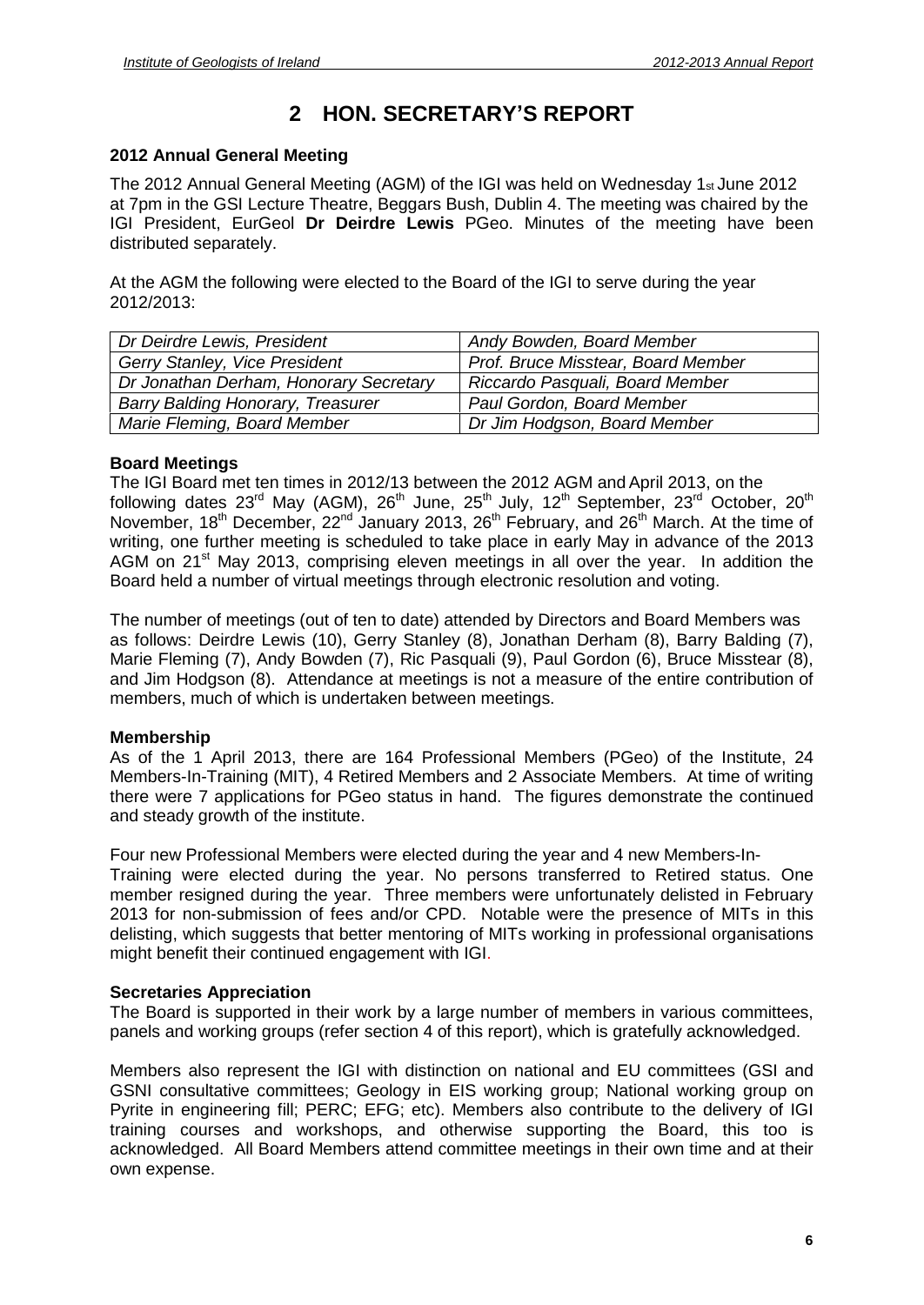# 2 HON. SECRETARY'S REPORT

### 2012 Annual General Meeting

The 2012 Annual General Meeting (AGM) of the IGI was held on Wednesday 1st June 2012 at 7pm in the GSI Lecture Theatre, Beggars Bush, Dublin 4. The meeting was chaired by the IGI President, EurGeol **Dr Deirdre Lewis** PGeo. Minutes of the meeting have been distributed separately.

At the AGM the following were elected to the Board of the IGI to serve during the year 2012/2013:

| | |
|---|---|
| *Dr Deirdre Lewis, President* | *Andy Bowden, Board Member* |
| *Gerry Stanley, Vice President* | *Prof. Bruce Misstear, Board Member* |
| *Dr Jonathan Derham, Honorary Secretary* | *Riccardo Pasquali, Board Member* |
| *Barry Balding Honorary, Treasurer* | *Paul Gordon, Board Member* |
| *Marie Fleming, Board Member* | *Dr Jim Hodgson, Board Member* |

### Board Meetings

The IGI Board met ten times in 2012/13 between the 2012 AGM and April 2013, on the following dates 23rd May (AGM), 26th June, 25th July, 12th September, 23rd October, 20th November, 18th December, 22nd January 2013, 26th February, and 26th March. At the time of writing, one further meeting is scheduled to take place in early May in advance of the 2013 AGM on 21st May 2013, comprising eleven meetings in all over the year. In addition the Board held a number of virtual meetings through electronic resolution and voting.

The number of meetings (out of ten to date) attended by Directors and Board Members was as follows: Deirdre Lewis (10), Gerry Stanley (8), Jonathan Derham (8), Barry Balding (7), Marie Fleming (7), Andy Bowden (7), Ric Pasquali (9), Paul Gordon (6), Bruce Misstear (8), and Jim Hodgson (8). Attendance at meetings is not a measure of the entire contribution of members, much of which is undertaken between meetings.

### Membership

As of the 1 April 2013, there are 164 Professional Members (PGeo) of the Institute, 24 Members-In-Training (MIT), 4 Retired Members and 2 Associate Members. At time of writing there were 7 applications for PGeo status in hand. The figures demonstrate the continued and steady growth of the institute.

Four new Professional Members were elected during the year and 4 new Members-In-Training were elected during the year. No persons transferred to Retired status. One member resigned during the year. Three members were unfortunately delisted in February 2013 for non-submission of fees and/or CPD. Notable were the presence of MITs in this delisting, which suggests that better mentoring of MITs working in professional organisations might benefit their continued engagement with IGI.

### Secretaries Appreciation

The Board is supported in their work by a large number of members in various committees, panels and working groups (refer section 4 of this report), which is gratefully acknowledged.

Members also represent the IGI with distinction on national and EU committees (GSI and GSNI consultative committees; Geology in EIS working group; National working group on Pyrite in engineering fill; PERC; EFG; etc). Members also contribute to the delivery of IGI training courses and workshops, and otherwise supporting the Board, this too is acknowledged. All Board Members attend committee meetings in their own time and at their own expense.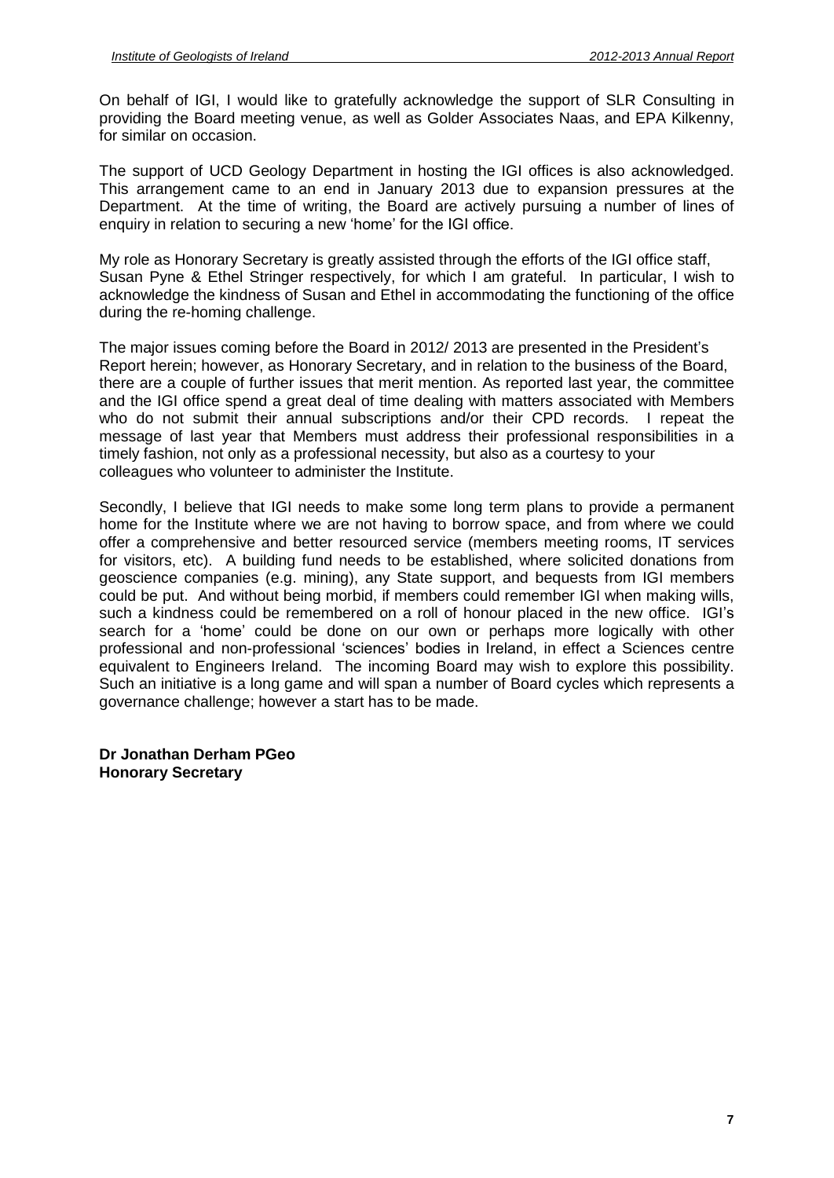On behalf of IGI, I would like to gratefully acknowledge the support of SLR Consulting in providing the Board meeting venue, as well as Golder Associates Naas, and EPA Kilkenny, for similar on occasion.

The support of UCD Geology Department in hosting the IGI offices is also acknowledged. This arrangement came to an end in January 2013 due to expansion pressures at the Department. At the time of writing, the Board are actively pursuing a number of lines of enquiry in relation to securing a new 'home' for the IGI office.

My role as Honorary Secretary is greatly assisted through the efforts of the IGI office staff, Susan Pyne & Ethel Stringer respectively, for which I am grateful. In particular, I wish to acknowledge the kindness of Susan and Ethel in accommodating the functioning of the office during the re-homing challenge.

The major issues coming before the Board in 2012/ 2013 are presented in the President's Report herein; however, as Honorary Secretary, and in relation to the business of the Board, there are a couple of further issues that merit mention. As reported last year, the committee and the IGI office spend a great deal of time dealing with matters associated with Members who do not submit their annual subscriptions and/or their CPD records. I repeat the message of last year that Members must address their professional responsibilities in a timely fashion, not only as a professional necessity, but also as a courtesy to your colleagues who volunteer to administer the Institute.

Secondly, I believe that IGI needs to make some long term plans to provide a permanent home for the Institute where we are not having to borrow space, and from where we could offer a comprehensive and better resourced service (members meeting rooms, IT services for visitors, etc). A building fund needs to be established, where solicited donations from geoscience companies (e.g. mining), any State support, and bequests from IGI members could be put. And without being morbid, if members could remember IGI when making wills, such a kindness could be remembered on a roll of honour placed in the new office. IGI's search for a 'home' could be done on our own or perhaps more logically with other professional and non-professional 'sciences' bodies in Ireland, in effect a Sciences centre equivalent to Engineers Ireland. The incoming Board may wish to explore this possibility. Such an initiative is a long game and will span a number of Board cycles which represents a governance challenge; however a start has to be made.

**Dr Jonathan Derham PGeo**
**Honorary Secretary**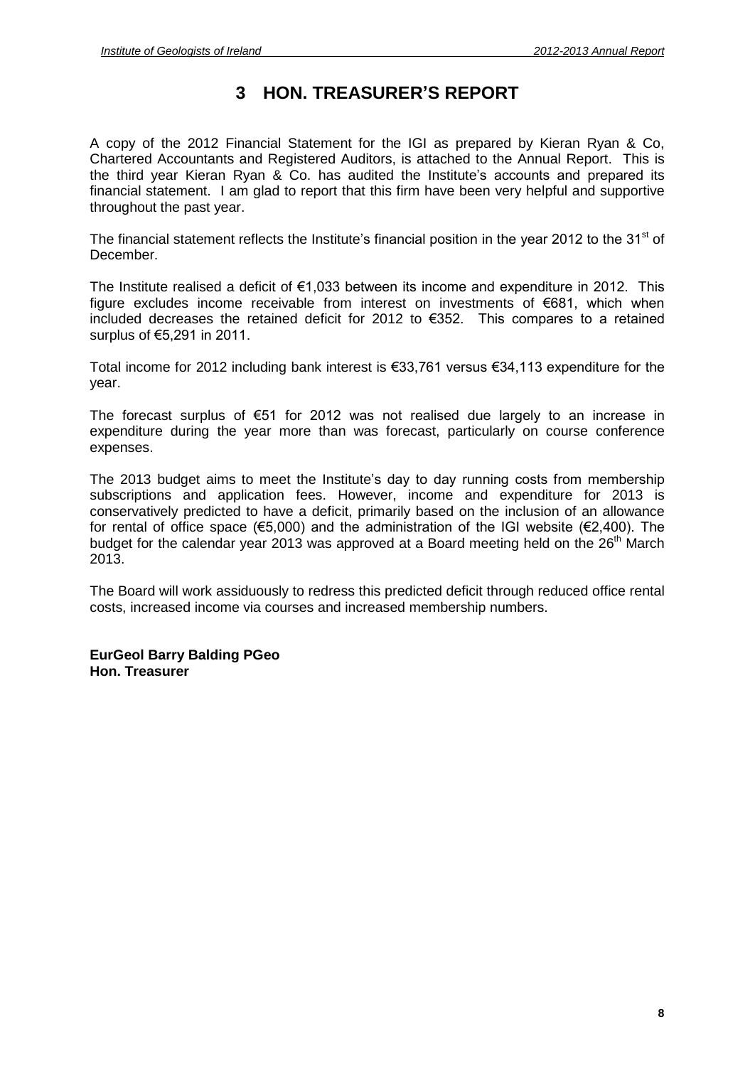# 3 HON. TREASURER'S REPORT

A copy of the 2012 Financial Statement for the IGI as prepared by Kieran Ryan & Co, Chartered Accountants and Registered Auditors, is attached to the Annual Report. This is the third year Kieran Ryan & Co. has audited the Institute's accounts and prepared its financial statement. I am glad to report that this firm have been very helpful and supportive throughout the past year.

The financial statement reflects the Institute's financial position in the year 2012 to the 31st of December.

The Institute realised a deficit of €1,033 between its income and expenditure in 2012. This figure excludes income receivable from interest on investments of €681, which when included decreases the retained deficit for 2012 to €352. This compares to a retained surplus of €5,291 in 2011.

Total income for 2012 including bank interest is €33,761 versus €34,113 expenditure for the year.

The forecast surplus of €51 for 2012 was not realised due largely to an increase in expenditure during the year more than was forecast, particularly on course conference expenses.

The 2013 budget aims to meet the Institute's day to day running costs from membership subscriptions and application fees. However, income and expenditure for 2013 is conservatively predicted to have a deficit, primarily based on the inclusion of an allowance for rental of office space (€5,000) and the administration of the IGI website (€2,400). The budget for the calendar year 2013 was approved at a Board meeting held on the 26th March 2013.

The Board will work assiduously to redress this predicted deficit through reduced office rental costs, increased income via courses and increased membership numbers.

**EurGeol Barry Balding PGeo**
**Hon. Treasurer**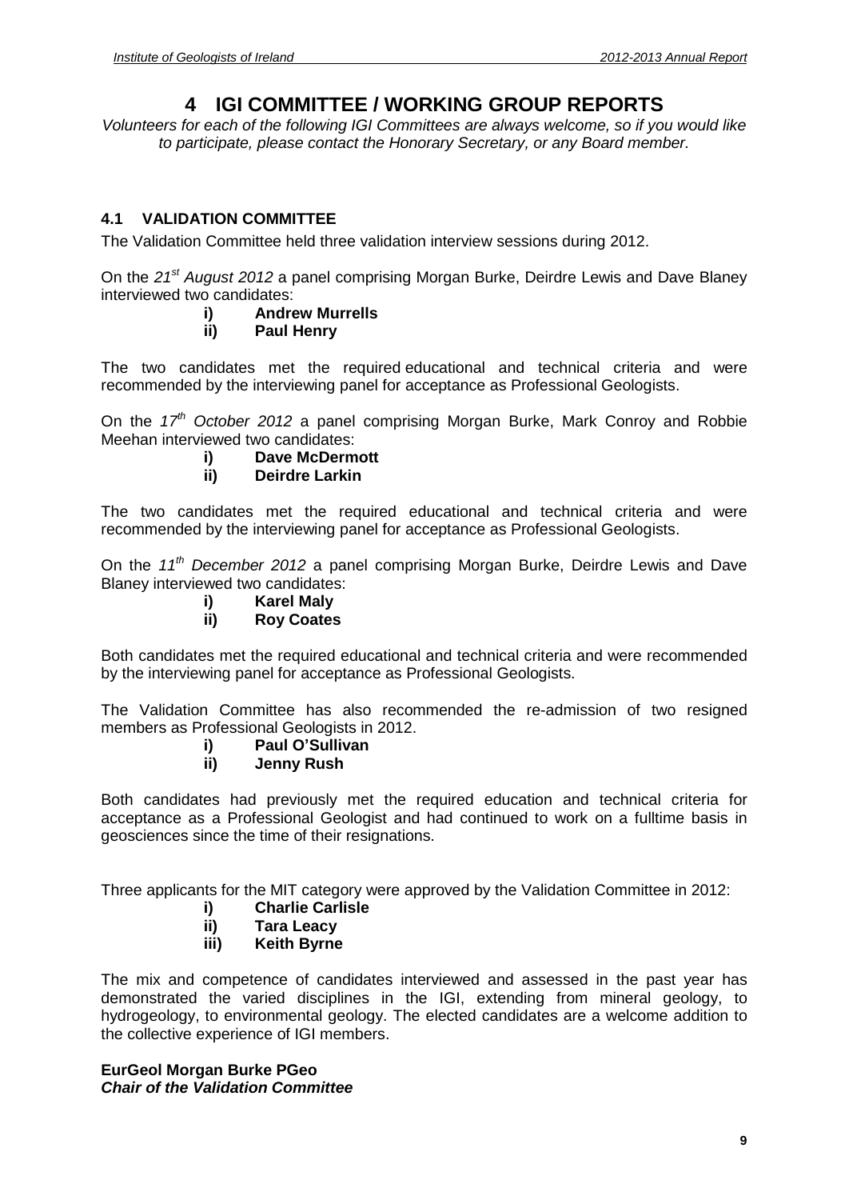# 4 IGI COMMITTEE / WORKING GROUP REPORTS

*Volunteers for each of the following IGI Committees are always welcome, so if you would like to participate, please contact the Honorary Secretary, or any Board member.*

## 4.1 VALIDATION COMMITTEE

The Validation Committee held three validation interview sessions during 2012.

On the *21st August 2012* a panel comprising Morgan Burke, Deirdre Lewis and Dave Blaney interviewed two candidates:

- **i) Andrew Murrells**
- **ii) Paul Henry**

The two candidates met the required educational and technical criteria and were recommended by the interviewing panel for acceptance as Professional Geologists.

On the *17th October 2012* a panel comprising Morgan Burke, Mark Conroy and Robbie Meehan interviewed two candidates:

- **i) Dave McDermott**
- **ii) Deirdre Larkin**

The two candidates met the required educational and technical criteria and were recommended by the interviewing panel for acceptance as Professional Geologists.

On the *11th December 2012* a panel comprising Morgan Burke, Deirdre Lewis and Dave Blaney interviewed two candidates:

- **i) Karel Maly**
- **ii) Roy Coates**

Both candidates met the required educational and technical criteria and were recommended by the interviewing panel for acceptance as Professional Geologists.

The Validation Committee has also recommended the re-admission of two resigned members as Professional Geologists in 2012.

- **i) Paul O'Sullivan**
- **ii) Jenny Rush**

Both candidates had previously met the required education and technical criteria for acceptance as a Professional Geologist and had continued to work on a fulltime basis in geosciences since the time of their resignations.

Three applicants for the MIT category were approved by the Validation Committee in 2012:

- **i) Charlie Carlisle**
- **ii) Tara Leacy**
- **iii) Keith Byrne**

The mix and competence of candidates interviewed and assessed in the past year has demonstrated the varied disciplines in the IGI, extending from mineral geology, to hydrogeology, to environmental geology. The elected candidates are a welcome addition to the collective experience of IGI members.

**EurGeol Morgan Burke PGeo**
***Chair of the Validation Committee***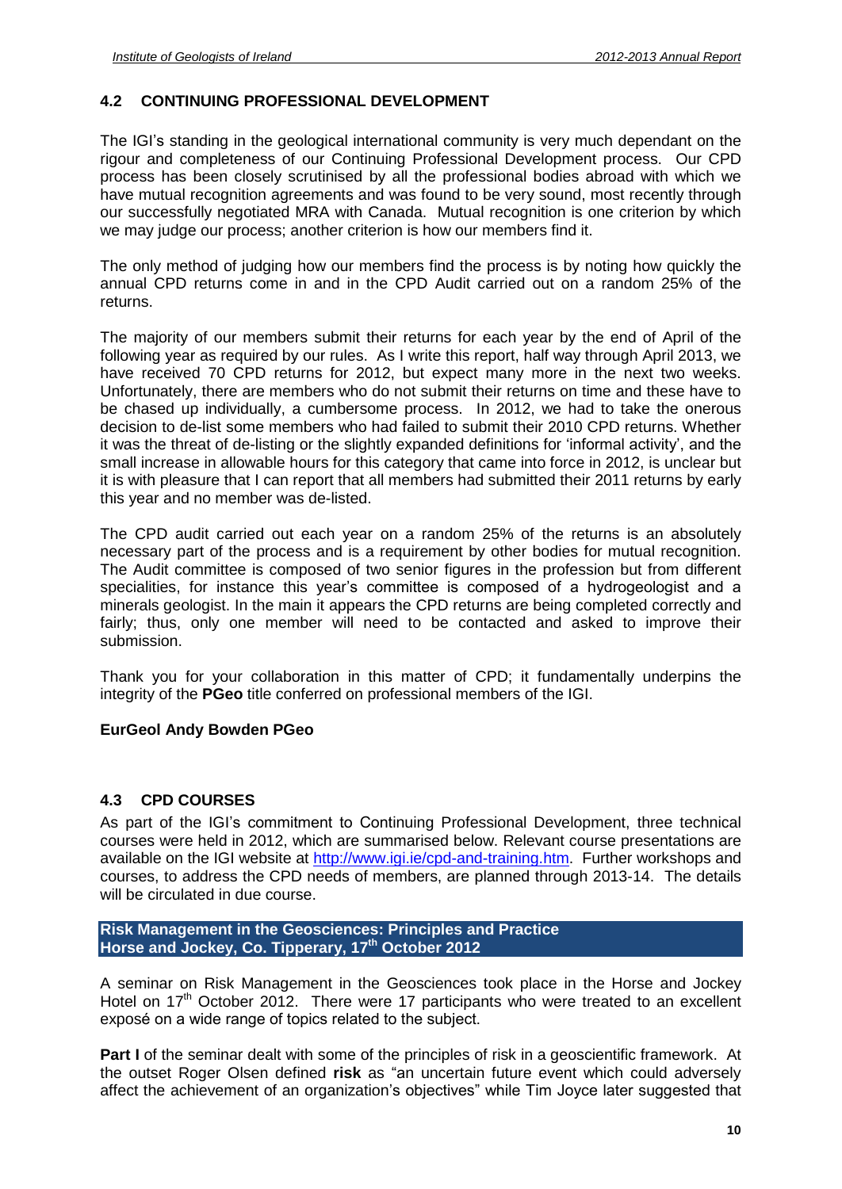## 4.2 CONTINUING PROFESSIONAL DEVELOPMENT

The IGI's standing in the geological international community is very much dependant on the rigour and completeness of our Continuing Professional Development process. Our CPD process has been closely scrutinised by all the professional bodies abroad with which we have mutual recognition agreements and was found to be very sound, most recently through our successfully negotiated MRA with Canada. Mutual recognition is one criterion by which we may judge our process; another criterion is how our members find it.

The only method of judging how our members find the process is by noting how quickly the annual CPD returns come in and in the CPD Audit carried out on a random 25% of the returns.

The majority of our members submit their returns for each year by the end of April of the following year as required by our rules. As I write this report, half way through April 2013, we have received 70 CPD returns for 2012, but expect many more in the next two weeks. Unfortunately, there are members who do not submit their returns on time and these have to be chased up individually, a cumbersome process. In 2012, we had to take the onerous decision to de-list some members who had failed to submit their 2010 CPD returns. Whether it was the threat of de-listing or the slightly expanded definitions for 'informal activity', and the small increase in allowable hours for this category that came into force in 2012, is unclear but it is with pleasure that I can report that all members had submitted their 2011 returns by early this year and no member was de-listed.

The CPD audit carried out each year on a random 25% of the returns is an absolutely necessary part of the process and is a requirement by other bodies for mutual recognition. The Audit committee is composed of two senior figures in the profession but from different specialities, for instance this year's committee is composed of a hydrogeologist and a minerals geologist. In the main it appears the CPD returns are being completed correctly and fairly; thus, only one member will need to be contacted and asked to improve their submission.

Thank you for your collaboration in this matter of CPD; it fundamentally underpins the integrity of the **PGeo** title conferred on professional members of the IGI.

**EurGeol Andy Bowden PGeo**

## 4.3 CPD COURSES

As part of the IGI's commitment to Continuing Professional Development, three technical courses were held in 2012, which are summarised below. Relevant course presentations are available on the IGI website at http://www.igi.ie/cpd-and-training.htm. Further workshops and courses, to address the CPD needs of members, are planned through 2013-14. The details will be circulated in due course.

### Risk Management in the Geosciences: Principles and Practice
### Horse and Jockey, Co. Tipperary, 17th October 2012

A seminar on Risk Management in the Geosciences took place in the Horse and Jockey Hotel on 17th October 2012. There were 17 participants who were treated to an excellent exposé on a wide range of topics related to the subject.

**Part I** of the seminar dealt with some of the principles of risk in a geoscientific framework. At the outset Roger Olsen defined **risk** as "an uncertain future event which could adversely affect the achievement of an organization's objectives" while Tim Joyce later suggested that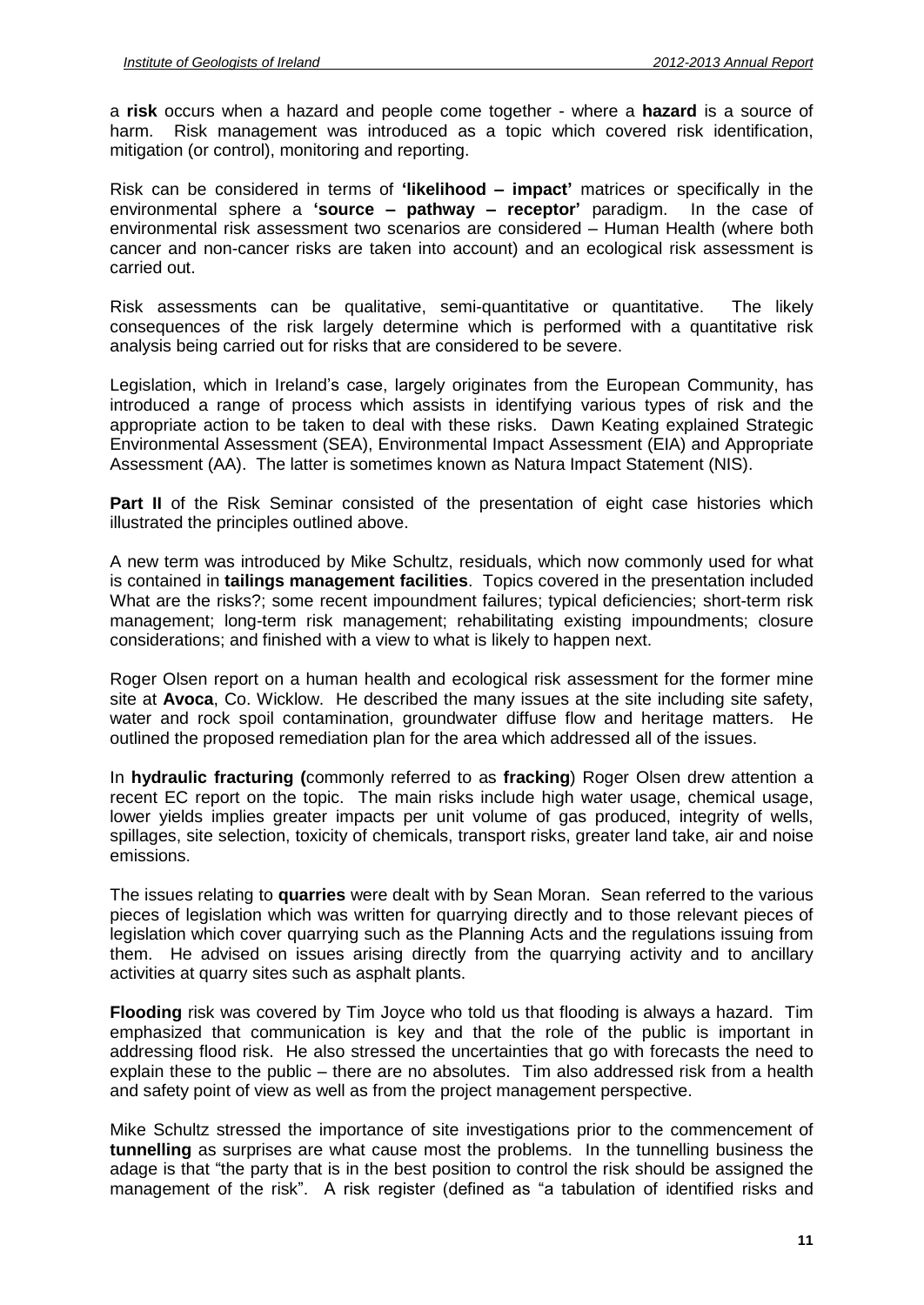a **risk** occurs when a hazard and people come together - where a **hazard** is a source of harm. Risk management was introduced as a topic which covered risk identification, mitigation (or control), monitoring and reporting.

Risk can be considered in terms of **'likelihood – impact'** matrices or specifically in the environmental sphere a **'source – pathway – receptor'** paradigm. In the case of environmental risk assessment two scenarios are considered – Human Health (where both cancer and non-cancer risks are taken into account) and an ecological risk assessment is carried out.

Risk assessments can be qualitative, semi-quantitative or quantitative. The likely consequences of the risk largely determine which is performed with a quantitative risk analysis being carried out for risks that are considered to be severe.

Legislation, which in Ireland's case, largely originates from the European Community, has introduced a range of process which assists in identifying various types of risk and the appropriate action to be taken to deal with these risks. Dawn Keating explained Strategic Environmental Assessment (SEA), Environmental Impact Assessment (EIA) and Appropriate Assessment (AA). The latter is sometimes known as Natura Impact Statement (NIS).

**Part II** of the Risk Seminar consisted of the presentation of eight case histories which illustrated the principles outlined above.

A new term was introduced by Mike Schultz, residuals, which now commonly used for what is contained in **tailings management facilities**. Topics covered in the presentation included What are the risks?; some recent impoundment failures; typical deficiencies; short-term risk management; long-term risk management; rehabilitating existing impoundments; closure considerations; and finished with a view to what is likely to happen next.

Roger Olsen report on a human health and ecological risk assessment for the former mine site at **Avoca**, Co. Wicklow. He described the many issues at the site including site safety, water and rock spoil contamination, groundwater diffuse flow and heritage matters. He outlined the proposed remediation plan for the area which addressed all of the issues.

In **hydraulic fracturing (**commonly referred to as **fracking**) Roger Olsen drew attention a recent EC report on the topic. The main risks include high water usage, chemical usage, lower yields implies greater impacts per unit volume of gas produced, integrity of wells, spillages, site selection, toxicity of chemicals, transport risks, greater land take, air and noise emissions.

The issues relating to **quarries** were dealt with by Sean Moran. Sean referred to the various pieces of legislation which was written for quarrying directly and to those relevant pieces of legislation which cover quarrying such as the Planning Acts and the regulations issuing from them. He advised on issues arising directly from the quarrying activity and to ancillary activities at quarry sites such as asphalt plants.

**Flooding** risk was covered by Tim Joyce who told us that flooding is always a hazard. Tim emphasized that communication is key and that the role of the public is important in addressing flood risk. He also stressed the uncertainties that go with forecasts the need to explain these to the public – there are no absolutes. Tim also addressed risk from a health and safety point of view as well as from the project management perspective.

Mike Schultz stressed the importance of site investigations prior to the commencement of **tunnelling** as surprises are what cause most the problems. In the tunnelling business the adage is that "the party that is in the best position to control the risk should be assigned the management of the risk". A risk register (defined as "a tabulation of identified risks and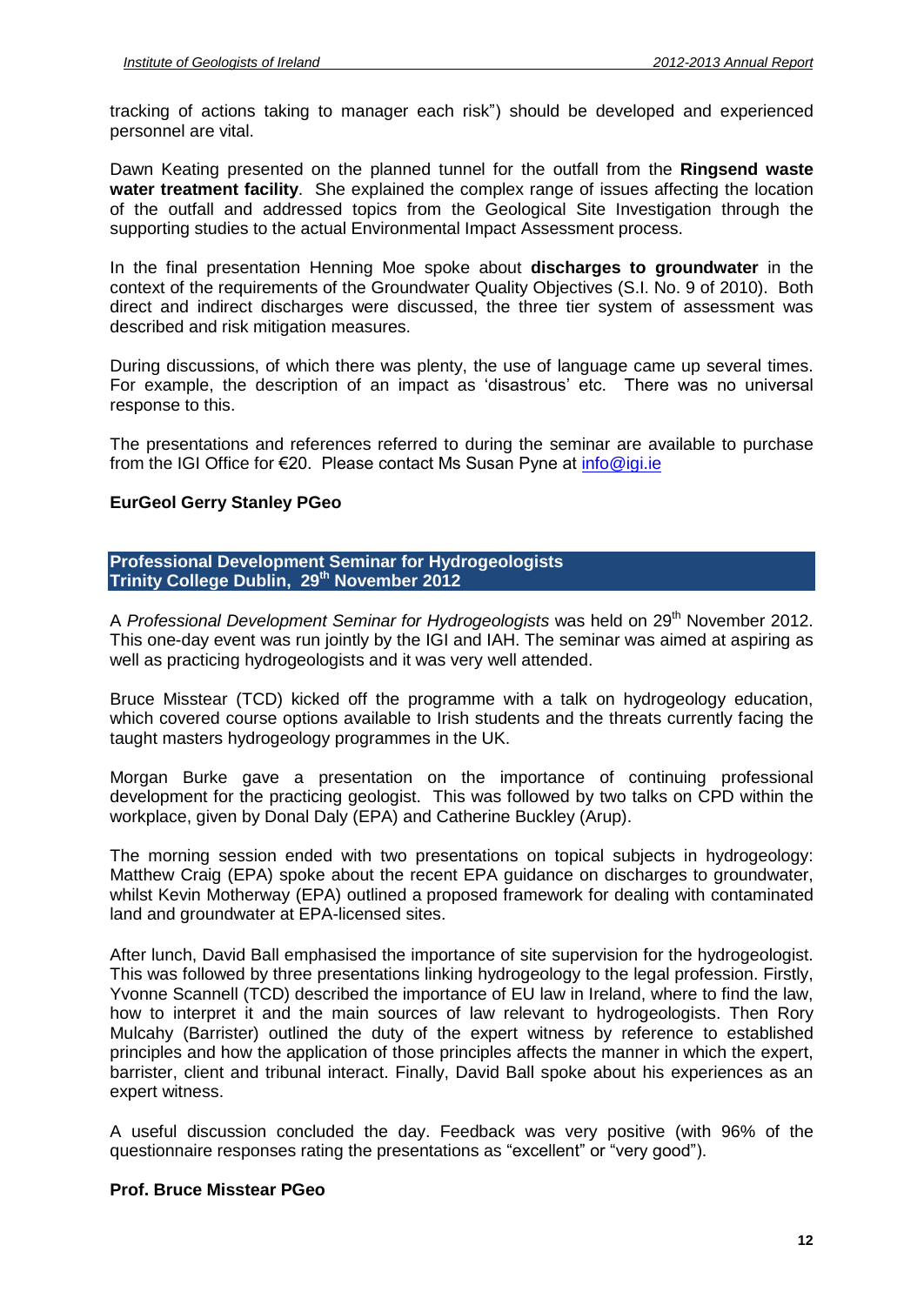tracking of actions taking to manager each risk") should be developed and experienced personnel are vital.

Dawn Keating presented on the planned tunnel for the outfall from the **Ringsend waste water treatment facility**. She explained the complex range of issues affecting the location of the outfall and addressed topics from the Geological Site Investigation through the supporting studies to the actual Environmental Impact Assessment process.

In the final presentation Henning Moe spoke about **discharges to groundwater** in the context of the requirements of the Groundwater Quality Objectives (S.I. No. 9 of 2010). Both direct and indirect discharges were discussed, the three tier system of assessment was described and risk mitigation measures.

During discussions, of which there was plenty, the use of language came up several times. For example, the description of an impact as 'disastrous' etc. There was no universal response to this.

The presentations and references referred to during the seminar are available to purchase from the IGI Office for €20. Please contact Ms Susan Pyne at info@igi.ie

**EurGeol Gerry Stanley PGeo**

## Professional Development Seminar for Hydrogeologists
## Trinity College Dublin, 29th November 2012

A *Professional Development Seminar for Hydrogeologists* was held on 29th November 2012. This one-day event was run jointly by the IGI and IAH. The seminar was aimed at aspiring as well as practicing hydrogeologists and it was very well attended.

Bruce Misstear (TCD) kicked off the programme with a talk on hydrogeology education, which covered course options available to Irish students and the threats currently facing the taught masters hydrogeology programmes in the UK.

Morgan Burke gave a presentation on the importance of continuing professional development for the practicing geologist. This was followed by two talks on CPD within the workplace, given by Donal Daly (EPA) and Catherine Buckley (Arup).

The morning session ended with two presentations on topical subjects in hydrogeology: Matthew Craig (EPA) spoke about the recent EPA guidance on discharges to groundwater, whilst Kevin Motherway (EPA) outlined a proposed framework for dealing with contaminated land and groundwater at EPA-licensed sites.

After lunch, David Ball emphasised the importance of site supervision for the hydrogeologist. This was followed by three presentations linking hydrogeology to the legal profession. Firstly, Yvonne Scannell (TCD) described the importance of EU law in Ireland, where to find the law, how to interpret it and the main sources of law relevant to hydrogeologists. Then Rory Mulcahy (Barrister) outlined the duty of the expert witness by reference to established principles and how the application of those principles affects the manner in which the expert, barrister, client and tribunal interact. Finally, David Ball spoke about his experiences as an expert witness.

A useful discussion concluded the day. Feedback was very positive (with 96% of the questionnaire responses rating the presentations as "excellent" or "very good").

**Prof. Bruce Misstear PGeo**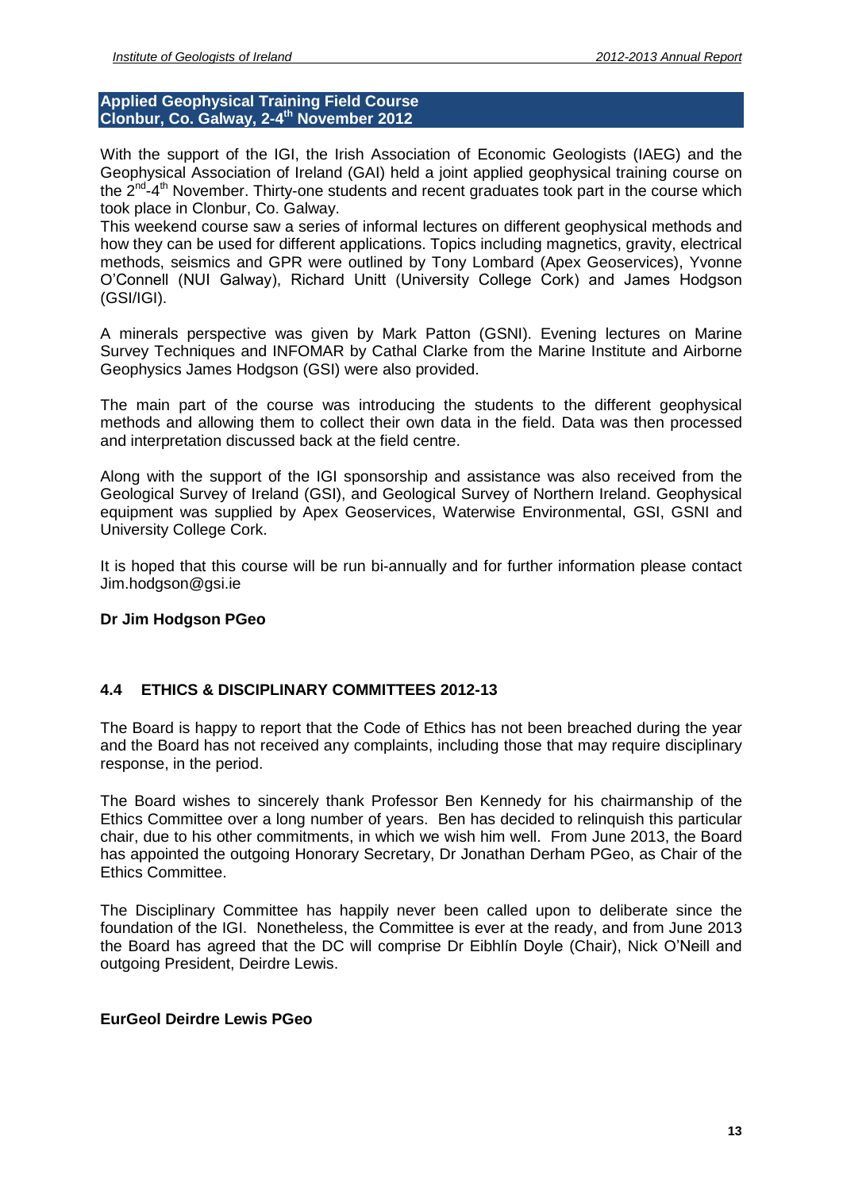## Applied Geophysical Training Field Course
## Clonbur, Co. Galway, 2-4th November 2012

With the support of the IGI, the Irish Association of Economic Geologists (IAEG) and the Geophysical Association of Ireland (GAI) held a joint applied geophysical training course on the 2nd-4th November. Thirty-one students and recent graduates took part in the course which took place in Clonbur, Co. Galway.

This weekend course saw a series of informal lectures on different geophysical methods and how they can be used for different applications. Topics including magnetics, gravity, electrical methods, seismics and GPR were outlined by Tony Lombard (Apex Geoservices), Yvonne O'Connell (NUI Galway), Richard Unitt (University College Cork) and James Hodgson (GSI/IGI).

A minerals perspective was given by Mark Patton (GSNI). Evening lectures on Marine Survey Techniques and INFOMAR by Cathal Clarke from the Marine Institute and Airborne Geophysics James Hodgson (GSI) were also provided.

The main part of the course was introducing the students to the different geophysical methods and allowing them to collect their own data in the field. Data was then processed and interpretation discussed back at the field centre.

Along with the support of the IGI sponsorship and assistance was also received from the Geological Survey of Ireland (GSI), and Geological Survey of Northern Ireland. Geophysical equipment was supplied by Apex Geoservices, Waterwise Environmental, GSI, GSNI and University College Cork.

It is hoped that this course will be run bi-annually and for further information please contact Jim.hodgson@gsi.ie

**Dr Jim Hodgson PGeo**

## 4.4 ETHICS & DISCIPLINARY COMMITTEES 2012-13

The Board is happy to report that the Code of Ethics has not been breached during the year and the Board has not received any complaints, including those that may require disciplinary response, in the period.

The Board wishes to sincerely thank Professor Ben Kennedy for his chairmanship of the Ethics Committee over a long number of years. Ben has decided to relinquish this particular chair, due to his other commitments, in which we wish him well. From June 2013, the Board has appointed the outgoing Honorary Secretary, Dr Jonathan Derham PGeo, as Chair of the Ethics Committee.

The Disciplinary Committee has happily never been called upon to deliberate since the foundation of the IGI. Nonetheless, the Committee is ever at the ready, and from June 2013 the Board has agreed that the DC will comprise Dr Eibhlín Doyle (Chair), Nick O'Neill and outgoing President, Deirdre Lewis.

**EurGeol Deirdre Lewis PGeo**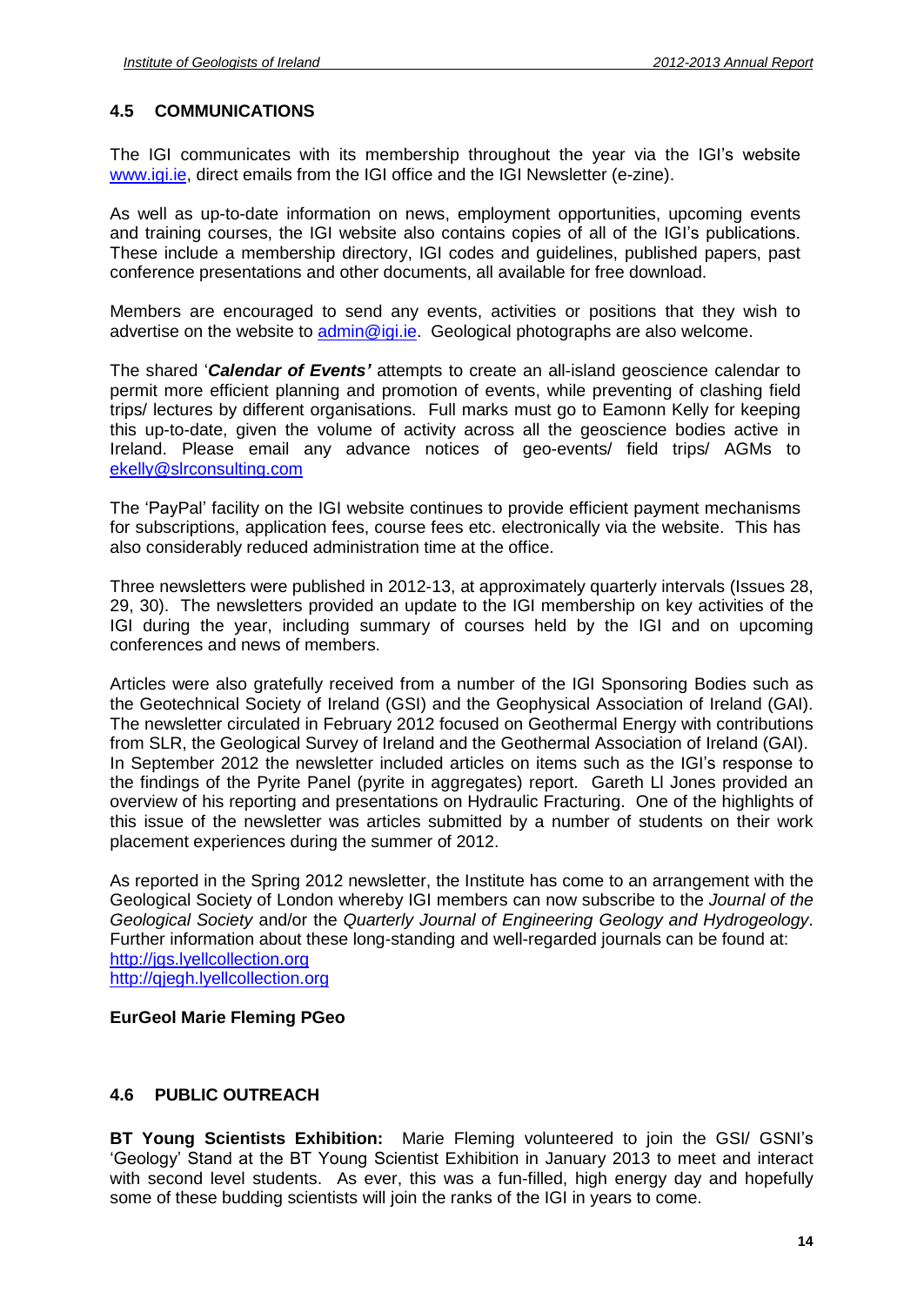## 4.5 COMMUNICATIONS

The IGI communicates with its membership throughout the year via the IGI's website www.igi.ie, direct emails from the IGI office and the IGI Newsletter (e-zine).

As well as up-to-date information on news, employment opportunities, upcoming events and training courses, the IGI website also contains copies of all of the IGI's publications. These include a membership directory, IGI codes and guidelines, published papers, past conference presentations and other documents, all available for free download.

Members are encouraged to send any events, activities or positions that they wish to advertise on the website to admin@igi.ie. Geological photographs are also welcome.

The shared '***Calendar of Events'*** attempts to create an all-island geoscience calendar to permit more efficient planning and promotion of events, while preventing of clashing field trips/ lectures by different organisations. Full marks must go to Eamonn Kelly for keeping this up-to-date, given the volume of activity across all the geoscience bodies active in Ireland. Please email any advance notices of geo-events/ field trips/ AGMs to ekelly@slrconsulting.com

The 'PayPal' facility on the IGI website continues to provide efficient payment mechanisms for subscriptions, application fees, course fees etc. electronically via the website. This has also considerably reduced administration time at the office.

Three newsletters were published in 2012-13, at approximately quarterly intervals (Issues 28, 29, 30). The newsletters provided an update to the IGI membership on key activities of the IGI during the year, including summary of courses held by the IGI and on upcoming conferences and news of members.

Articles were also gratefully received from a number of the IGI Sponsoring Bodies such as the Geotechnical Society of Ireland (GSI) and the Geophysical Association of Ireland (GAI). The newsletter circulated in February 2012 focused on Geothermal Energy with contributions from SLR, the Geological Survey of Ireland and the Geothermal Association of Ireland (GAI). In September 2012 the newsletter included articles on items such as the IGI's response to the findings of the Pyrite Panel (pyrite in aggregates) report. Gareth Ll Jones provided an overview of his reporting and presentations on Hydraulic Fracturing. One of the highlights of this issue of the newsletter was articles submitted by a number of students on their work placement experiences during the summer of 2012.

As reported in the Spring 2012 newsletter, the Institute has come to an arrangement with the Geological Society of London whereby IGI members can now subscribe to the *Journal of the Geological Society* and/or the *Quarterly Journal of Engineering Geology and Hydrogeology*. Further information about these long-standing and well-regarded journals can be found at:
http://jgs.lyellcollection.org
http://qjegh.lyellcollection.org

**EurGeol Marie Fleming PGeo**

## 4.6 PUBLIC OUTREACH

**BT Young Scientists Exhibition:** Marie Fleming volunteered to join the GSI/ GSNI's 'Geology' Stand at the BT Young Scientist Exhibition in January 2013 to meet and interact with second level students. As ever, this was a fun-filled, high energy day and hopefully some of these budding scientists will join the ranks of the IGI in years to come.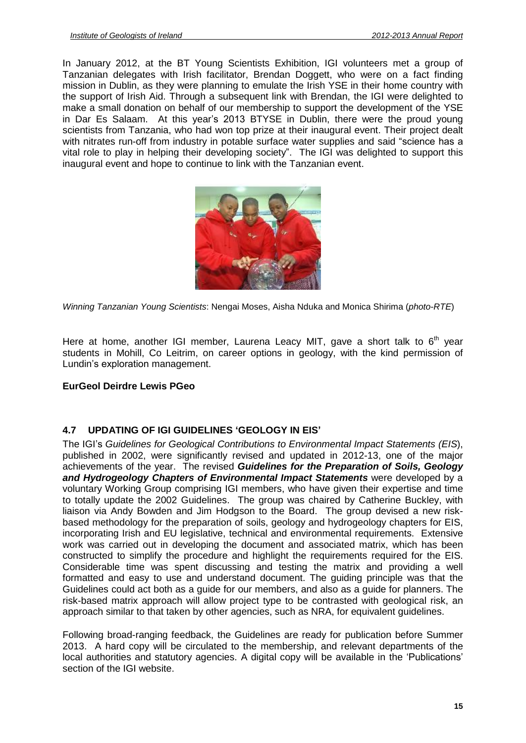In January 2012, at the BT Young Scientists Exhibition, IGI volunteers met a group of Tanzanian delegates with Irish facilitator, Brendan Doggett, who were on a fact finding mission in Dublin, as they were planning to emulate the Irish YSE in their home country with the support of Irish Aid. Through a subsequent link with Brendan, the IGI were delighted to make a small donation on behalf of our membership to support the development of the YSE in Dar Es Salaam. At this year's 2013 BTYSE in Dublin, there were the proud young scientists from Tanzania, who had won top prize at their inaugural event. Their project dealt with nitrates run-off from industry in potable surface water supplies and said "science has a vital role to play in helping their developing society". The IGI was delighted to support this inaugural event and hope to continue to link with the Tanzanian event.

*Winning Tanzanian Young Scientists*: Nengai Moses, Aisha Nduka and Monica Shirima (*photo-RTE*)

Here at home, another IGI member, Laurena Leacy MIT, gave a short talk to 6th year students in Mohill, Co Leitrim, on career options in geology, with the kind permission of Lundin's exploration management.

**EurGeol Deirdre Lewis PGeo**

## 4.7 UPDATING OF IGI GUIDELINES 'GEOLOGY IN EIS'

The IGI's *Guidelines for Geological Contributions to Environmental Impact Statements (EIS*), published in 2002, were significantly revised and updated in 2012-13, one of the major achievements of the year. The revised ***Guidelines for the Preparation of Soils, Geology and Hydrogeology Chapters of Environmental Impact Statements*** were developed by a voluntary Working Group comprising IGI members, who have given their expertise and time to totally update the 2002 Guidelines. The group was chaired by Catherine Buckley, with liaison via Andy Bowden and Jim Hodgson to the Board. The group devised a new risk-based methodology for the preparation of soils, geology and hydrogeology chapters for EIS, incorporating Irish and EU legislative, technical and environmental requirements. Extensive work was carried out in developing the document and associated matrix, which has been constructed to simplify the procedure and highlight the requirements required for the EIS. Considerable time was spent discussing and testing the matrix and providing a well formatted and easy to use and understand document. The guiding principle was that the Guidelines could act both as a guide for our members, and also as a guide for planners. The risk-based matrix approach will allow project type to be contrasted with geological risk, an approach similar to that taken by other agencies, such as NRA, for equivalent guidelines.

Following broad-ranging feedback, the Guidelines are ready for publication before Summer 2013. A hard copy will be circulated to the membership, and relevant departments of the local authorities and statutory agencies. A digital copy will be available in the 'Publications' section of the IGI website.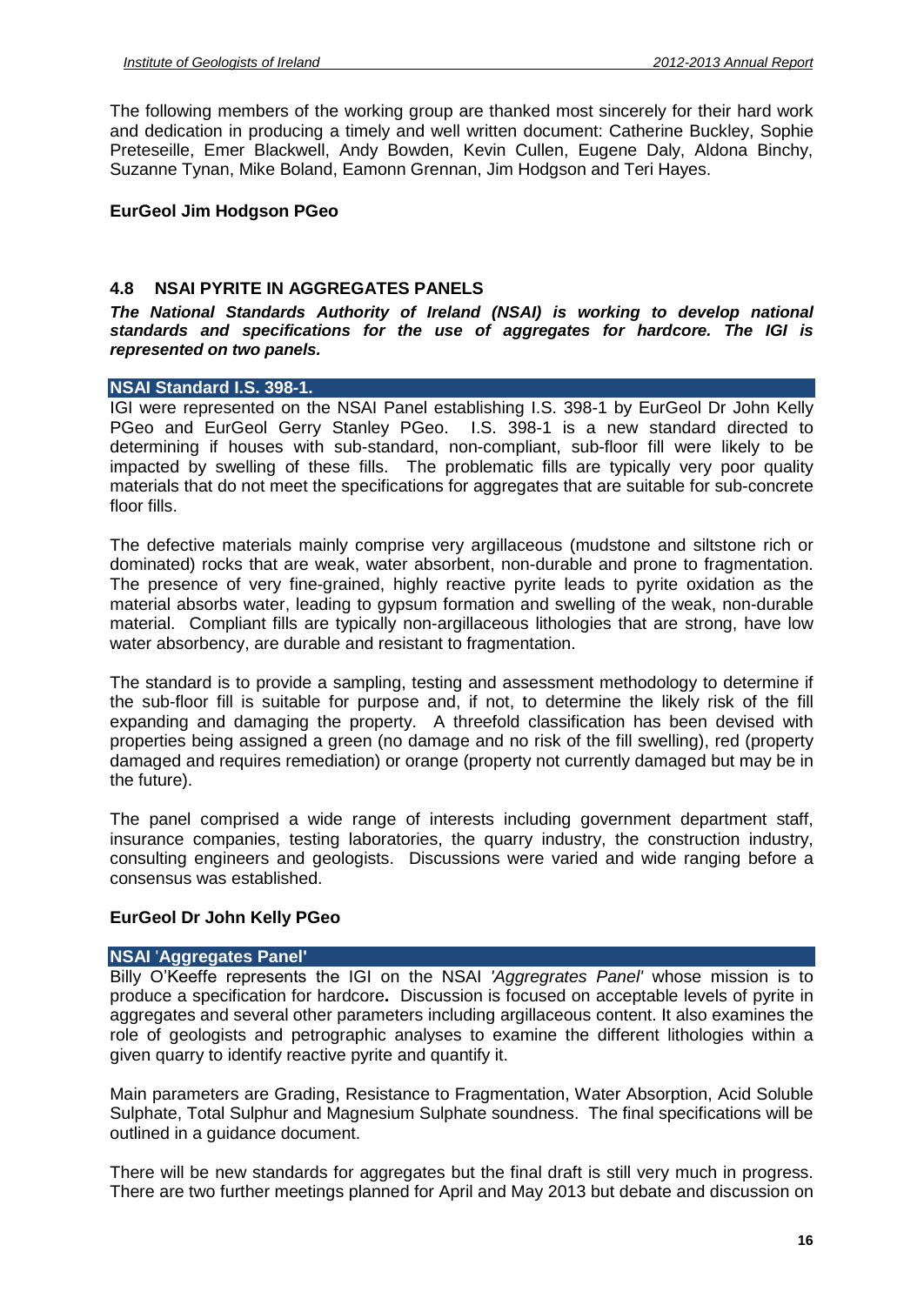The following members of the working group are thanked most sincerely for their hard work and dedication in producing a timely and well written document: Catherine Buckley, Sophie Preteseille, Emer Blackwell, Andy Bowden, Kevin Cullen, Eugene Daly, Aldona Binchy, Suzanne Tynan, Mike Boland, Eamonn Grennan, Jim Hodgson and Teri Hayes.

**EurGeol Jim Hodgson PGeo**

## 4.8 NSAI PYRITE IN AGGREGATES PANELS

***The National Standards Authority of Ireland (NSAI) is working to develop national standards and specifications for the use of aggregates for hardcore. The IGI is represented on two panels.***

### NSAI Standard I.S. 398-1.

IGI were represented on the NSAI Panel establishing I.S. 398-1 by EurGeol Dr John Kelly PGeo and EurGeol Gerry Stanley PGeo. I.S. 398-1 is a new standard directed to determining if houses with sub-standard, non-compliant, sub-floor fill were likely to be impacted by swelling of these fills. The problematic fills are typically very poor quality materials that do not meet the specifications for aggregates that are suitable for sub-concrete floor fills.

The defective materials mainly comprise very argillaceous (mudstone and siltstone rich or dominated) rocks that are weak, water absorbent, non-durable and prone to fragmentation. The presence of very fine-grained, highly reactive pyrite leads to pyrite oxidation as the material absorbs water, leading to gypsum formation and swelling of the weak, non-durable material. Compliant fills are typically non-argillaceous lithologies that are strong, have low water absorbency, are durable and resistant to fragmentation.

The standard is to provide a sampling, testing and assessment methodology to determine if the sub-floor fill is suitable for purpose and, if not, to determine the likely risk of the fill expanding and damaging the property. A threefold classification has been devised with properties being assigned a green (no damage and no risk of the fill swelling), red (property damaged and requires remediation) or orange (property not currently damaged but may be in the future).

The panel comprised a wide range of interests including government department staff, insurance companies, testing laboratories, the quarry industry, the construction industry, consulting engineers and geologists. Discussions were varied and wide ranging before a consensus was established.

**EurGeol Dr John Kelly PGeo**

### NSAI 'Aggregates Panel'

Billy O'Keeffe represents the IGI on the NSAI *'Aggregrates Panel'* whose mission is to produce a specification for hardcore**.** Discussion is focused on acceptable levels of pyrite in aggregates and several other parameters including argillaceous content. It also examines the role of geologists and petrographic analyses to examine the different lithologies within a given quarry to identify reactive pyrite and quantify it.

Main parameters are Grading, Resistance to Fragmentation, Water Absorption, Acid Soluble Sulphate, Total Sulphur and Magnesium Sulphate soundness. The final specifications will be outlined in a guidance document.

There will be new standards for aggregates but the final draft is still very much in progress. There are two further meetings planned for April and May 2013 but debate and discussion on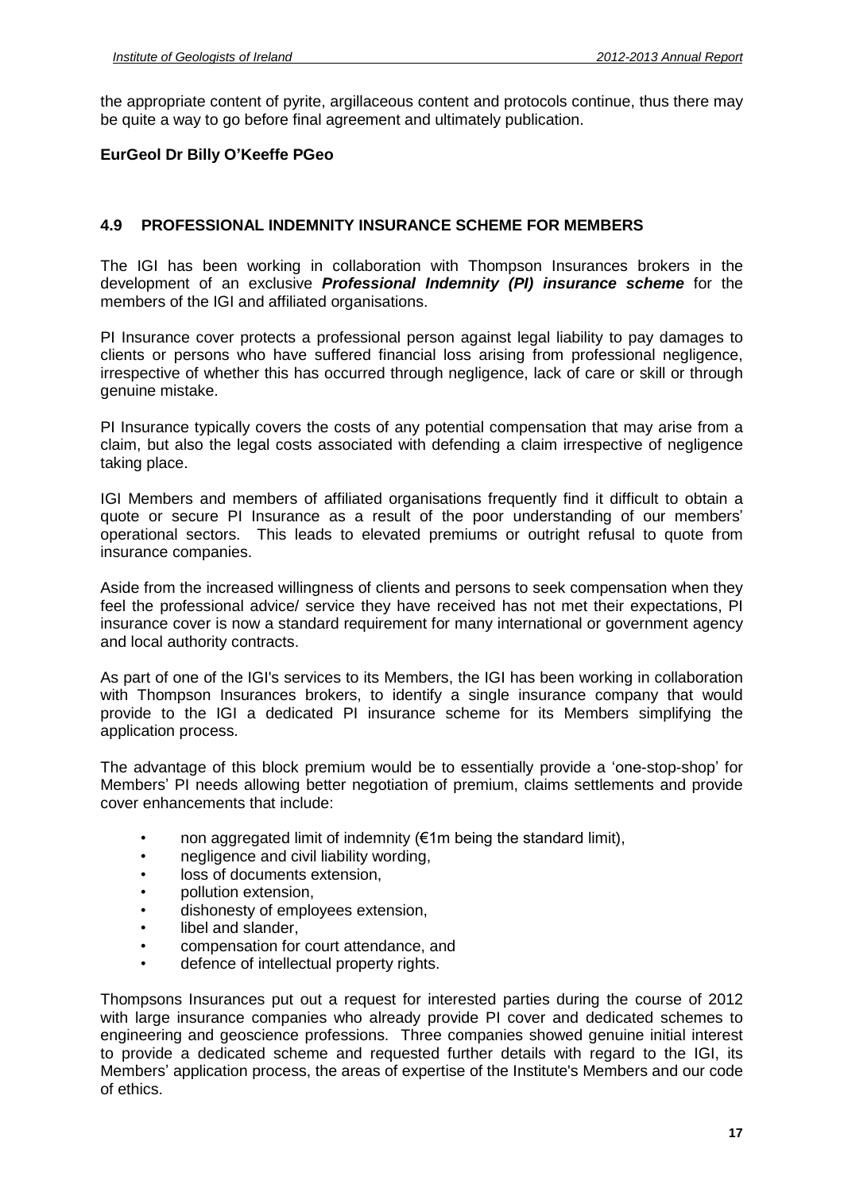the appropriate content of pyrite, argillaceous content and protocols continue, thus there may be quite a way to go before final agreement and ultimately publication.

**EurGeol Dr Billy O'Keeffe PGeo**

### 4.9 PROFESSIONAL INDEMNITY INSURANCE SCHEME FOR MEMBERS

The IGI has been working in collaboration with Thompson Insurances brokers in the development of an exclusive ***Professional Indemnity (PI) insurance scheme*** for the members of the IGI and affiliated organisations.

PI Insurance cover protects a professional person against legal liability to pay damages to clients or persons who have suffered financial loss arising from professional negligence, irrespective of whether this has occurred through negligence, lack of care or skill or through genuine mistake.

PI Insurance typically covers the costs of any potential compensation that may arise from a claim, but also the legal costs associated with defending a claim irrespective of negligence taking place.

IGI Members and members of affiliated organisations frequently find it difficult to obtain a quote or secure PI Insurance as a result of the poor understanding of our members' operational sectors. This leads to elevated premiums or outright refusal to quote from insurance companies.

Aside from the increased willingness of clients and persons to seek compensation when they feel the professional advice/ service they have received has not met their expectations, PI insurance cover is now a standard requirement for many international or government agency and local authority contracts.

As part of one of the IGI's services to its Members, the IGI has been working in collaboration with Thompson Insurances brokers, to identify a single insurance company that would provide to the IGI a dedicated PI insurance scheme for its Members simplifying the application process.

The advantage of this block premium would be to essentially provide a 'one-stop-shop' for Members' PI needs allowing better negotiation of premium, claims settlements and provide cover enhancements that include:

- non aggregated limit of indemnity (€1m being the standard limit),
- negligence and civil liability wording,
- loss of documents extension,
- pollution extension,
- dishonesty of employees extension,
- libel and slander,
- compensation for court attendance, and
- defence of intellectual property rights.

Thompsons Insurances put out a request for interested parties during the course of 2012 with large insurance companies who already provide PI cover and dedicated schemes to engineering and geoscience professions. Three companies showed genuine initial interest to provide a dedicated scheme and requested further details with regard to the IGI, its Members' application process, the areas of expertise of the Institute's Members and our code of ethics.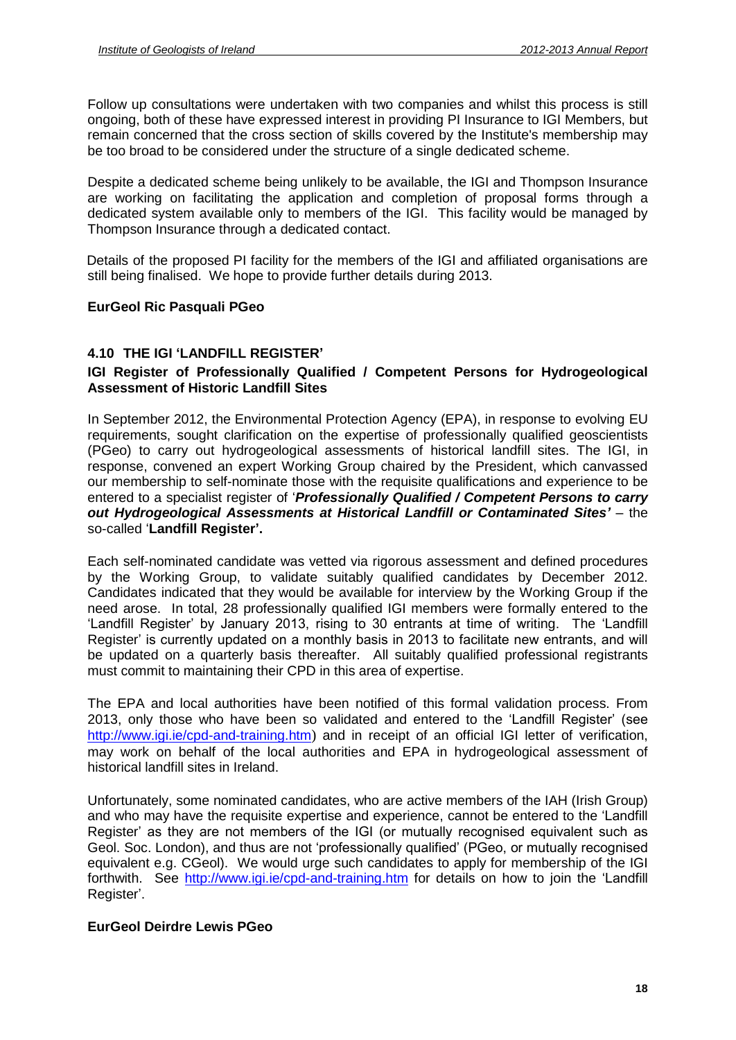Follow up consultations were undertaken with two companies and whilst this process is still ongoing, both of these have expressed interest in providing PI Insurance to IGI Members, but remain concerned that the cross section of skills covered by the Institute's membership may be too broad to be considered under the structure of a single dedicated scheme.

Despite a dedicated scheme being unlikely to be available, the IGI and Thompson Insurance are working on facilitating the application and completion of proposal forms through a dedicated system available only to members of the IGI. This facility would be managed by Thompson Insurance through a dedicated contact.

Details of the proposed PI facility for the members of the IGI and affiliated organisations are still being finalised. We hope to provide further details during 2013.

**EurGeol Ric Pasquali PGeo**

### 4.10 THE IGI 'LANDFILL REGISTER'

**IGI Register of Professionally Qualified / Competent Persons for Hydrogeological Assessment of Historic Landfill Sites**

In September 2012, the Environmental Protection Agency (EPA), in response to evolving EU requirements, sought clarification on the expertise of professionally qualified geoscientists (PGeo) to carry out hydrogeological assessments of historical landfill sites. The IGI, in response, convened an expert Working Group chaired by the President, which canvassed our membership to self-nominate those with the requisite qualifications and experience to be entered to a specialist register of '***Professionally Qualified / Competent Persons to carry out Hydrogeological Assessments at Historical Landfill or Contaminated Sites'*** – the so-called '**Landfill Register'.**

Each self-nominated candidate was vetted via rigorous assessment and defined procedures by the Working Group, to validate suitably qualified candidates by December 2012. Candidates indicated that they would be available for interview by the Working Group if the need arose. In total, 28 professionally qualified IGI members were formally entered to the 'Landfill Register' by January 2013, rising to 30 entrants at time of writing. The 'Landfill Register' is currently updated on a monthly basis in 2013 to facilitate new entrants, and will be updated on a quarterly basis thereafter. All suitably qualified professional registrants must commit to maintaining their CPD in this area of expertise.

The EPA and local authorities have been notified of this formal validation process. From 2013, only those who have been so validated and entered to the 'Landfill Register' (see http://www.igi.ie/cpd-and-training.htm) and in receipt of an official IGI letter of verification, may work on behalf of the local authorities and EPA in hydrogeological assessment of historical landfill sites in Ireland.

Unfortunately, some nominated candidates, who are active members of the IAH (Irish Group) and who may have the requisite expertise and experience, cannot be entered to the 'Landfill Register' as they are not members of the IGI (or mutually recognised equivalent such as Geol. Soc. London), and thus are not 'professionally qualified' (PGeo, or mutually recognised equivalent e.g. CGeol). We would urge such candidates to apply for membership of the IGI forthwith. See http://www.igi.ie/cpd-and-training.htm for details on how to join the 'Landfill Register'.

**EurGeol Deirdre Lewis PGeo**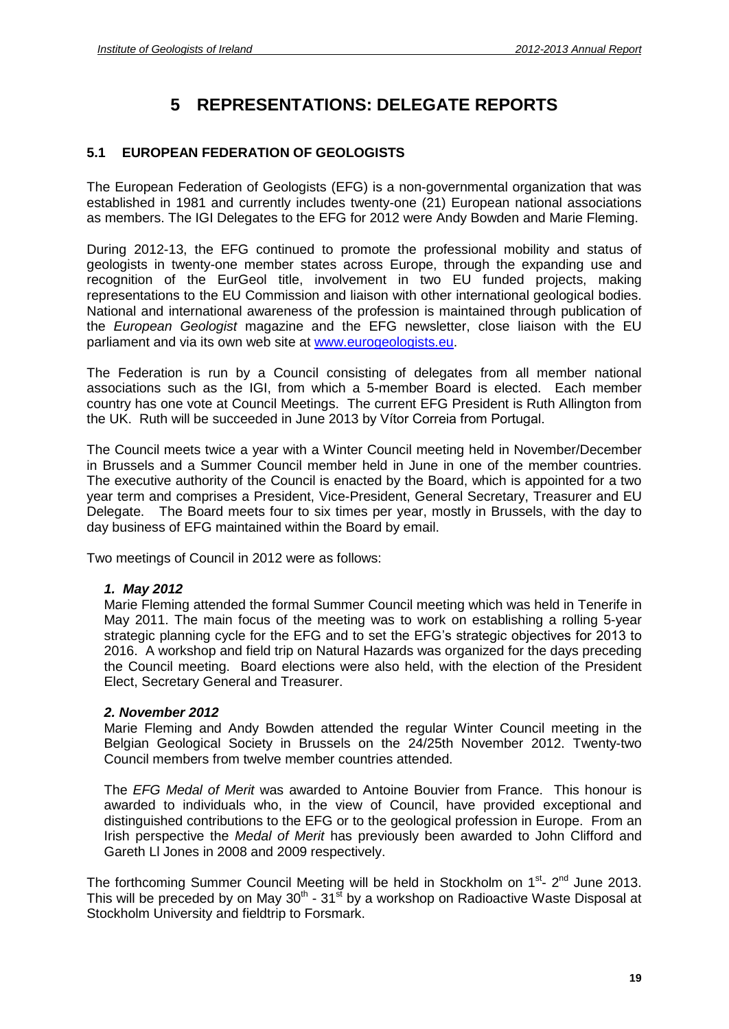# 5 REPRESENTATIONS: DELEGATE REPORTS

## 5.1 EUROPEAN FEDERATION OF GEOLOGISTS

The European Federation of Geologists (EFG) is a non-governmental organization that was established in 1981 and currently includes twenty-one (21) European national associations as members. The IGI Delegates to the EFG for 2012 were Andy Bowden and Marie Fleming.

During 2012-13, the EFG continued to promote the professional mobility and status of geologists in twenty-one member states across Europe, through the expanding use and recognition of the EurGeol title, involvement in two EU funded projects, making representations to the EU Commission and liaison with other international geological bodies. National and international awareness of the profession is maintained through publication of the *European Geologist* magazine and the EFG newsletter, close liaison with the EU parliament and via its own web site at www.eurogeologists.eu.

The Federation is run by a Council consisting of delegates from all member national associations such as the IGI, from which a 5-member Board is elected. Each member country has one vote at Council Meetings. The current EFG President is Ruth Allington from the UK. Ruth will be succeeded in June 2013 by Vítor Correia from Portugal.

The Council meets twice a year with a Winter Council meeting held in November/December in Brussels and a Summer Council member held in June in one of the member countries. The executive authority of the Council is enacted by the Board, which is appointed for a two year term and comprises a President, Vice-President, General Secretary, Treasurer and EU Delegate. The Board meets four to six times per year, mostly in Brussels, with the day to day business of EFG maintained within the Board by email.

Two meetings of Council in 2012 were as follows:

### *1. May 2012*

Marie Fleming attended the formal Summer Council meeting which was held in Tenerife in May 2011. The main focus of the meeting was to work on establishing a rolling 5-year strategic planning cycle for the EFG and to set the EFG's strategic objectives for 2013 to 2016. A workshop and field trip on Natural Hazards was organized for the days preceding the Council meeting. Board elections were also held, with the election of the President Elect, Secretary General and Treasurer.

### *2. November 2012*

Marie Fleming and Andy Bowden attended the regular Winter Council meeting in the Belgian Geological Society in Brussels on the 24/25th November 2012. Twenty-two Council members from twelve member countries attended.

The *EFG Medal of Merit* was awarded to Antoine Bouvier from France. This honour is awarded to individuals who, in the view of Council, have provided exceptional and distinguished contributions to the EFG or to the geological profession in Europe. From an Irish perspective the *Medal of Merit* has previously been awarded to John Clifford and Gareth Ll Jones in 2008 and 2009 respectively.

The forthcoming Summer Council Meeting will be held in Stockholm on 1st- 2nd June 2013. This will be preceded by on May 30th - 31st by a workshop on Radioactive Waste Disposal at Stockholm University and fieldtrip to Forsmark.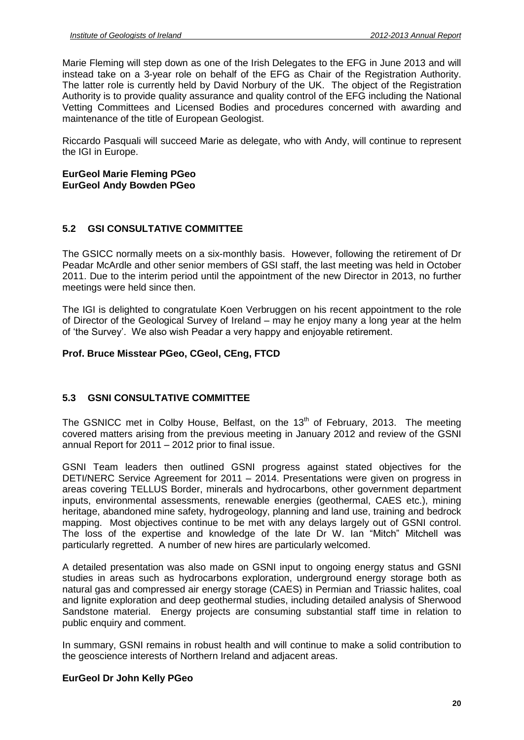Marie Fleming will step down as one of the Irish Delegates to the EFG in June 2013 and will instead take on a 3-year role on behalf of the EFG as Chair of the Registration Authority. The latter role is currently held by David Norbury of the UK. The object of the Registration Authority is to provide quality assurance and quality control of the EFG including the National Vetting Committees and Licensed Bodies and procedures concerned with awarding and maintenance of the title of European Geologist.

Riccardo Pasquali will succeed Marie as delegate, who with Andy, will continue to represent the IGI in Europe.

**EurGeol Marie Fleming PGeo**
**EurGeol Andy Bowden PGeo**

## 5.2 GSI CONSULTATIVE COMMITTEE

The GSICC normally meets on a six-monthly basis. However, following the retirement of Dr Peadar McArdle and other senior members of GSI staff, the last meeting was held in October 2011. Due to the interim period until the appointment of the new Director in 2013, no further meetings were held since then.

The IGI is delighted to congratulate Koen Verbruggen on his recent appointment to the role of Director of the Geological Survey of Ireland – may he enjoy many a long year at the helm of 'the Survey'. We also wish Peadar a very happy and enjoyable retirement.

**Prof. Bruce Misstear PGeo, CGeol, CEng, FTCD**

## 5.3 GSNI CONSULTATIVE COMMITTEE

The GSNICC met in Colby House, Belfast, on the 13th of February, 2013. The meeting covered matters arising from the previous meeting in January 2012 and review of the GSNI annual Report for 2011 – 2012 prior to final issue.

GSNI Team leaders then outlined GSNI progress against stated objectives for the DETI/NERC Service Agreement for 2011 – 2014. Presentations were given on progress in areas covering TELLUS Border, minerals and hydrocarbons, other government department inputs, environmental assessments, renewable energies (geothermal, CAES etc.), mining heritage, abandoned mine safety, hydrogeology, planning and land use, training and bedrock mapping. Most objectives continue to be met with any delays largely out of GSNI control. The loss of the expertise and knowledge of the late Dr W. Ian "Mitch" Mitchell was particularly regretted. A number of new hires are particularly welcomed.

A detailed presentation was also made on GSNI input to ongoing energy status and GSNI studies in areas such as hydrocarbons exploration, underground energy storage both as natural gas and compressed air energy storage (CAES) in Permian and Triassic halites, coal and lignite exploration and deep geothermal studies, including detailed analysis of Sherwood Sandstone material. Energy projects are consuming substantial staff time in relation to public enquiry and comment.

In summary, GSNI remains in robust health and will continue to make a solid contribution to the geoscience interests of Northern Ireland and adjacent areas.

**EurGeol Dr John Kelly PGeo**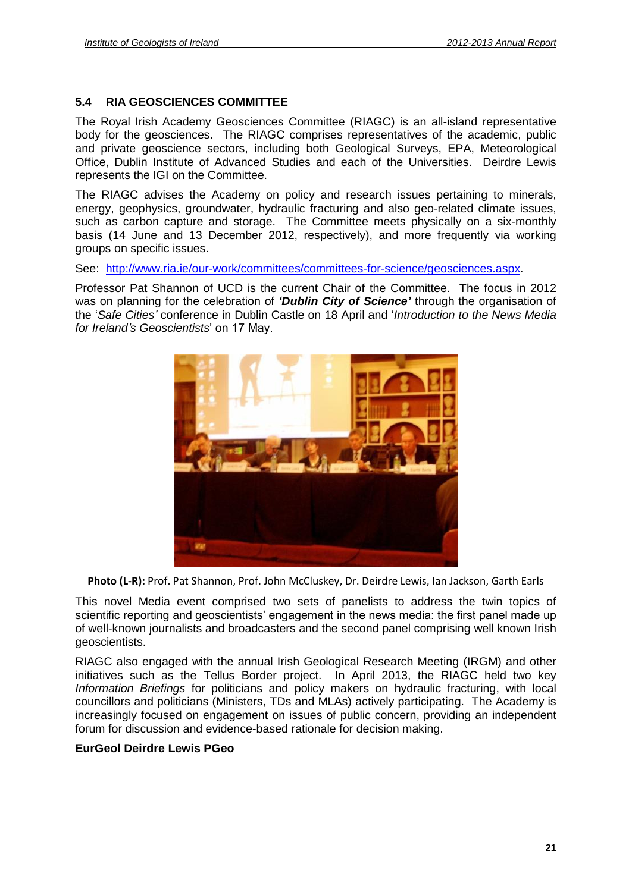## 5.4 RIA GEOSCIENCES COMMITTEE

The Royal Irish Academy Geosciences Committee (RIAGC) is an all-island representative body for the geosciences. The RIAGC comprises representatives of the academic, public and private geoscience sectors, including both Geological Surveys, EPA, Meteorological Office, Dublin Institute of Advanced Studies and each of the Universities. Deirdre Lewis represents the IGI on the Committee.

The RIAGC advises the Academy on policy and research issues pertaining to minerals, energy, geophysics, groundwater, hydraulic fracturing and also geo-related climate issues, such as carbon capture and storage. The Committee meets physically on a six-monthly basis (14 June and 13 December 2012, respectively), and more frequently via working groups on specific issues.

See: http://www.ria.ie/our-work/committees/committees-for-science/geosciences.aspx.

Professor Pat Shannon of UCD is the current Chair of the Committee. The focus in 2012 was on planning for the celebration of ***'Dublin City of Science'*** through the organisation of the '*Safe Cities'* conference in Dublin Castle on 18 April and '*Introduction to the News Media for Ireland's Geoscientists*' on 17 May.

**Photo (L-R):** Prof. Pat Shannon, Prof. John McCluskey, Dr. Deirdre Lewis, Ian Jackson, Garth Earls

This novel Media event comprised two sets of panelists to address the twin topics of scientific reporting and geoscientists' engagement in the news media: the first panel made up of well-known journalists and broadcasters and the second panel comprising well known Irish geoscientists.

RIAGC also engaged with the annual Irish Geological Research Meeting (IRGM) and other initiatives such as the Tellus Border project. In April 2013, the RIAGC held two key *Information Briefings* for politicians and policy makers on hydraulic fracturing, with local councillors and politicians (Ministers, TDs and MLAs) actively participating. The Academy is increasingly focused on engagement on issues of public concern, providing an independent forum for discussion and evidence-based rationale for decision making.

**EurGeol Deirdre Lewis PGeo**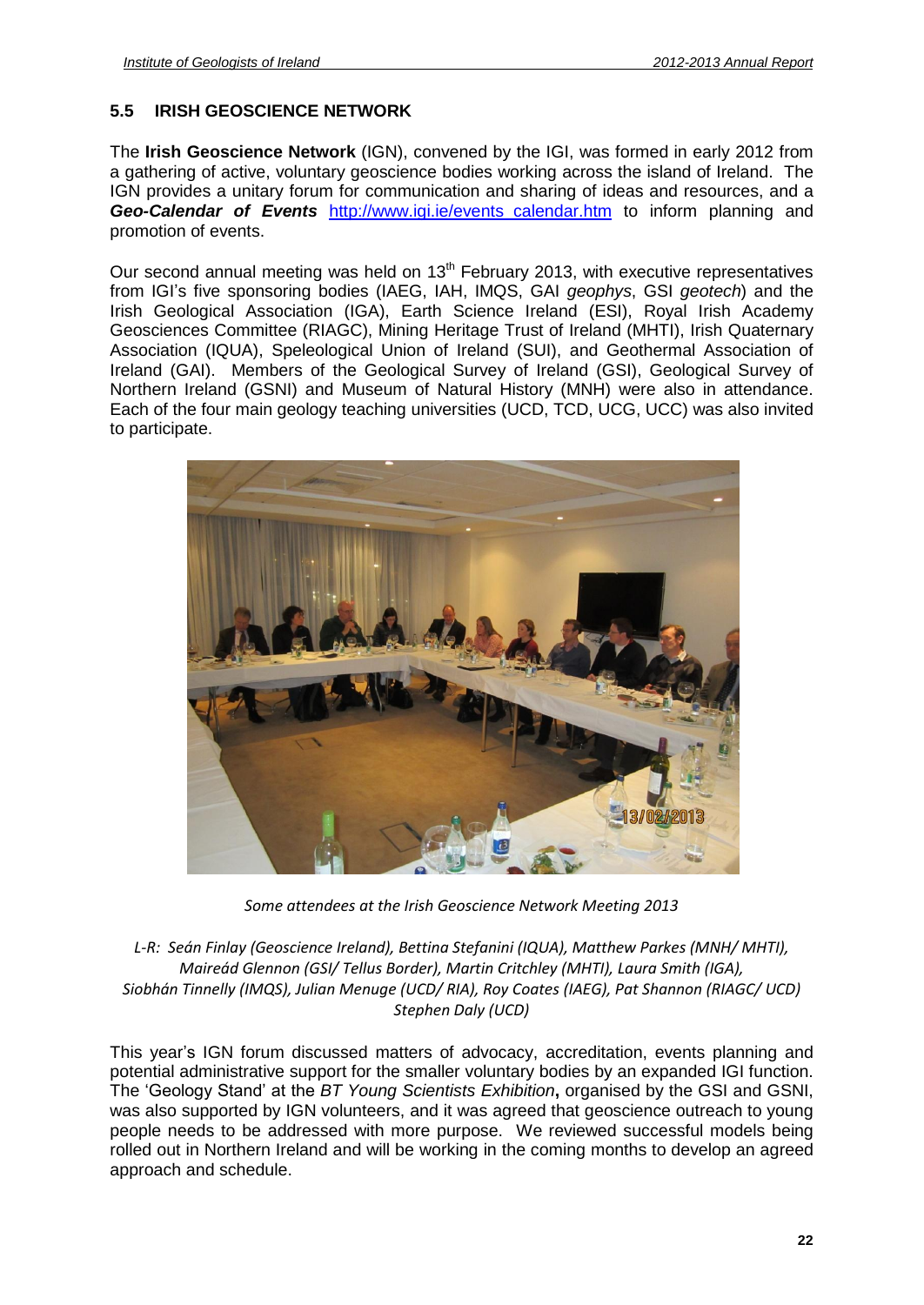## 5.5 IRISH GEOSCIENCE NETWORK

The **Irish Geoscience Network** (IGN), convened by the IGI, was formed in early 2012 from a gathering of active, voluntary geoscience bodies working across the island of Ireland. The IGN provides a unitary forum for communication and sharing of ideas and resources, and a ***Geo-Calendar of Events*** http://www.igi.ie/events_calendar.htm to inform planning and promotion of events.

Our second annual meeting was held on 13th February 2013, with executive representatives from IGI's five sponsoring bodies (IAEG, IAH, IMQS, GAI *geophys*, GSI *geotech*) and the Irish Geological Association (IGA), Earth Science Ireland (ESI), Royal Irish Academy Geosciences Committee (RIAGC), Mining Heritage Trust of Ireland (MHTI), Irish Quaternary Association (IQUA), Speleological Union of Ireland (SUI), and Geothermal Association of Ireland (GAI). Members of the Geological Survey of Ireland (GSI), Geological Survey of Northern Ireland (GSNI) and Museum of Natural History (MNH) were also in attendance. Each of the four main geology teaching universities (UCD, TCD, UCG, UCC) was also invited to participate.

*Some attendees at the Irish Geoscience Network Meeting 2013*

*L-R: Seán Finlay (Geoscience Ireland), Bettina Stefanini (IQUA), Matthew Parkes (MNH/ MHTI), Maireád Glennon (GSI/ Tellus Border), Martin Critchley (MHTI), Laura Smith (IGA), Siobhán Tinnelly (IMQS), Julian Menuge (UCD/ RIA), Roy Coates (IAEG), Pat Shannon (RIAGC/ UCD) Stephen Daly (UCD)*

This year's IGN forum discussed matters of advocacy, accreditation, events planning and potential administrative support for the smaller voluntary bodies by an expanded IGI function. The 'Geology Stand' at the *BT Young Scientists Exhibition***,** organised by the GSI and GSNI, was also supported by IGN volunteers, and it was agreed that geoscience outreach to young people needs to be addressed with more purpose. We reviewed successful models being rolled out in Northern Ireland and will be working in the coming months to develop an agreed approach and schedule.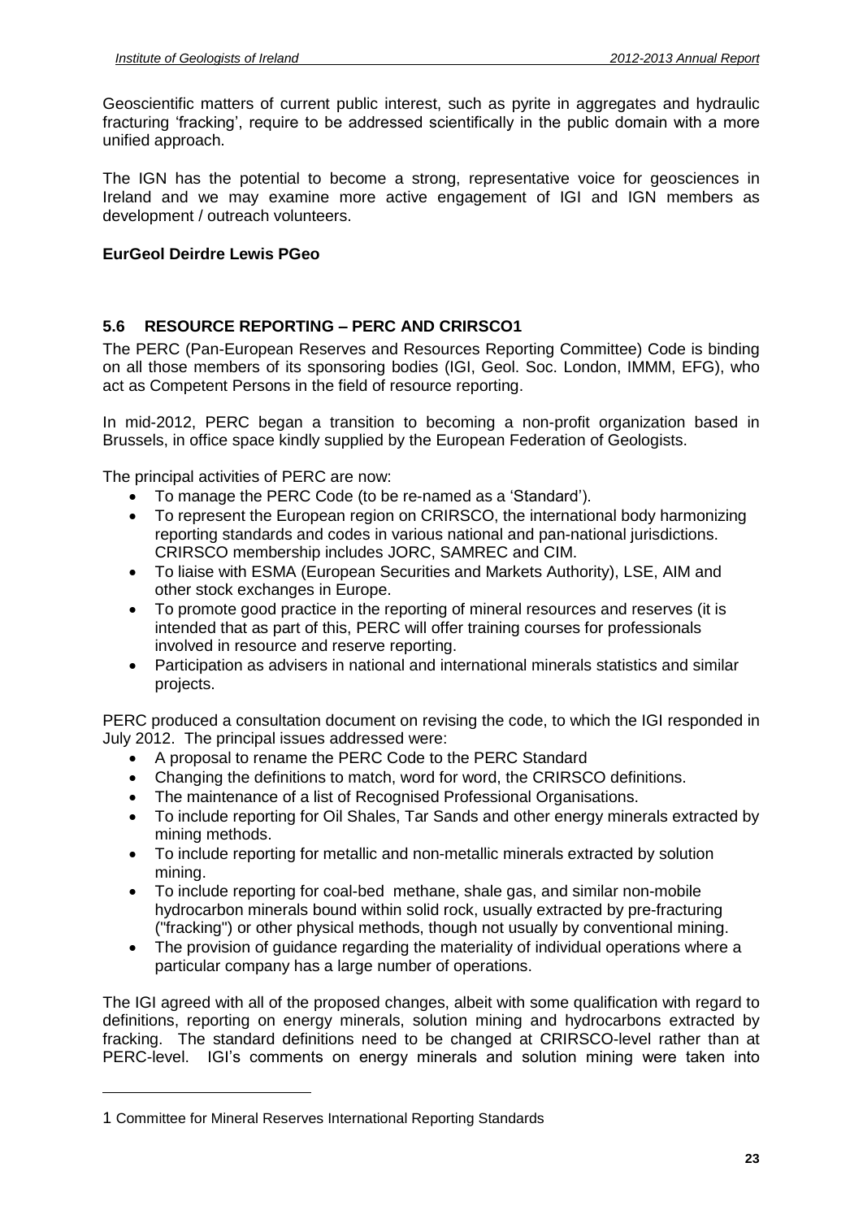Geoscientific matters of current public interest, such as pyrite in aggregates and hydraulic fracturing 'fracking', require to be addressed scientifically in the public domain with a more unified approach.

The IGN has the potential to become a strong, representative voice for geosciences in Ireland and we may examine more active engagement of IGI and IGN members as development / outreach volunteers.

**EurGeol Deirdre Lewis PGeo**

## 5.6 RESOURCE REPORTING – PERC AND CRIRSCO[1]

The PERC (Pan-European Reserves and Resources Reporting Committee) Code is binding on all those members of its sponsoring bodies (IGI, Geol. Soc. London, IMMM, EFG), who act as Competent Persons in the field of resource reporting.

In mid-2012, PERC began a transition to becoming a non-profit organization based in Brussels, in office space kindly supplied by the European Federation of Geologists.

The principal activities of PERC are now:

- To manage the PERC Code (to be re-named as a 'Standard').
- To represent the European region on CRIRSCO, the international body harmonizing reporting standards and codes in various national and pan-national jurisdictions. CRIRSCO membership includes JORC, SAMREC and CIM.
- To liaise with ESMA (European Securities and Markets Authority), LSE, AIM and other stock exchanges in Europe.
- To promote good practice in the reporting of mineral resources and reserves (it is intended that as part of this, PERC will offer training courses for professionals involved in resource and reserve reporting.
- Participation as advisers in national and international minerals statistics and similar projects.

PERC produced a consultation document on revising the code, to which the IGI responded in July 2012. The principal issues addressed were:

- A proposal to rename the PERC Code to the PERC Standard
- Changing the definitions to match, word for word, the CRIRSCO definitions.
- The maintenance of a list of Recognised Professional Organisations.
- To include reporting for Oil Shales, Tar Sands and other energy minerals extracted by mining methods.
- To include reporting for metallic and non-metallic minerals extracted by solution mining.
- To include reporting for coal-bed methane, shale gas, and similar non-mobile hydrocarbon minerals bound within solid rock, usually extracted by pre-fracturing ("fracking") or other physical methods, though not usually by conventional mining.
- The provision of guidance regarding the materiality of individual operations where a particular company has a large number of operations.

The IGI agreed with all of the proposed changes, albeit with some qualification with regard to definitions, reporting on energy minerals, solution mining and hydrocarbons extracted by fracking. The standard definitions need to be changed at CRIRSCO-level rather than at PERC-level. IGI's comments on energy minerals and solution mining were taken into

[1] Committee for Mineral Reserves International Reporting Standards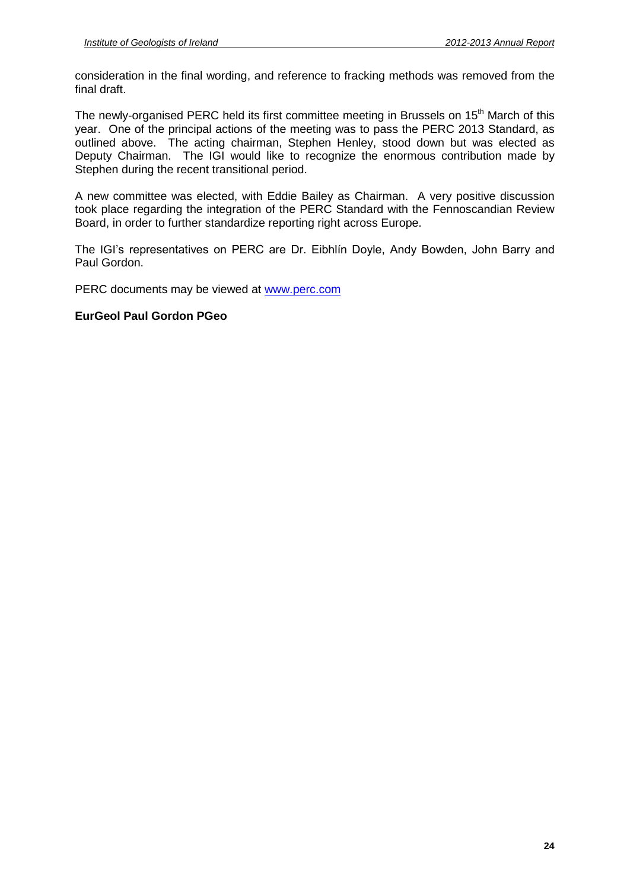consideration in the final wording, and reference to fracking methods was removed from the final draft.

The newly-organised PERC held its first committee meeting in Brussels on 15th March of this year. One of the principal actions of the meeting was to pass the PERC 2013 Standard, as outlined above. The acting chairman, Stephen Henley, stood down but was elected as Deputy Chairman. The IGI would like to recognize the enormous contribution made by Stephen during the recent transitional period.

A new committee was elected, with Eddie Bailey as Chairman. A very positive discussion took place regarding the integration of the PERC Standard with the Fennoscandian Review Board, in order to further standardize reporting right across Europe.

The IGI's representatives on PERC are Dr. Eibhlín Doyle, Andy Bowden, John Barry and Paul Gordon.

PERC documents may be viewed at [www.perc.com](http://www.perc.com)

**EurGeol Paul Gordon PGeo**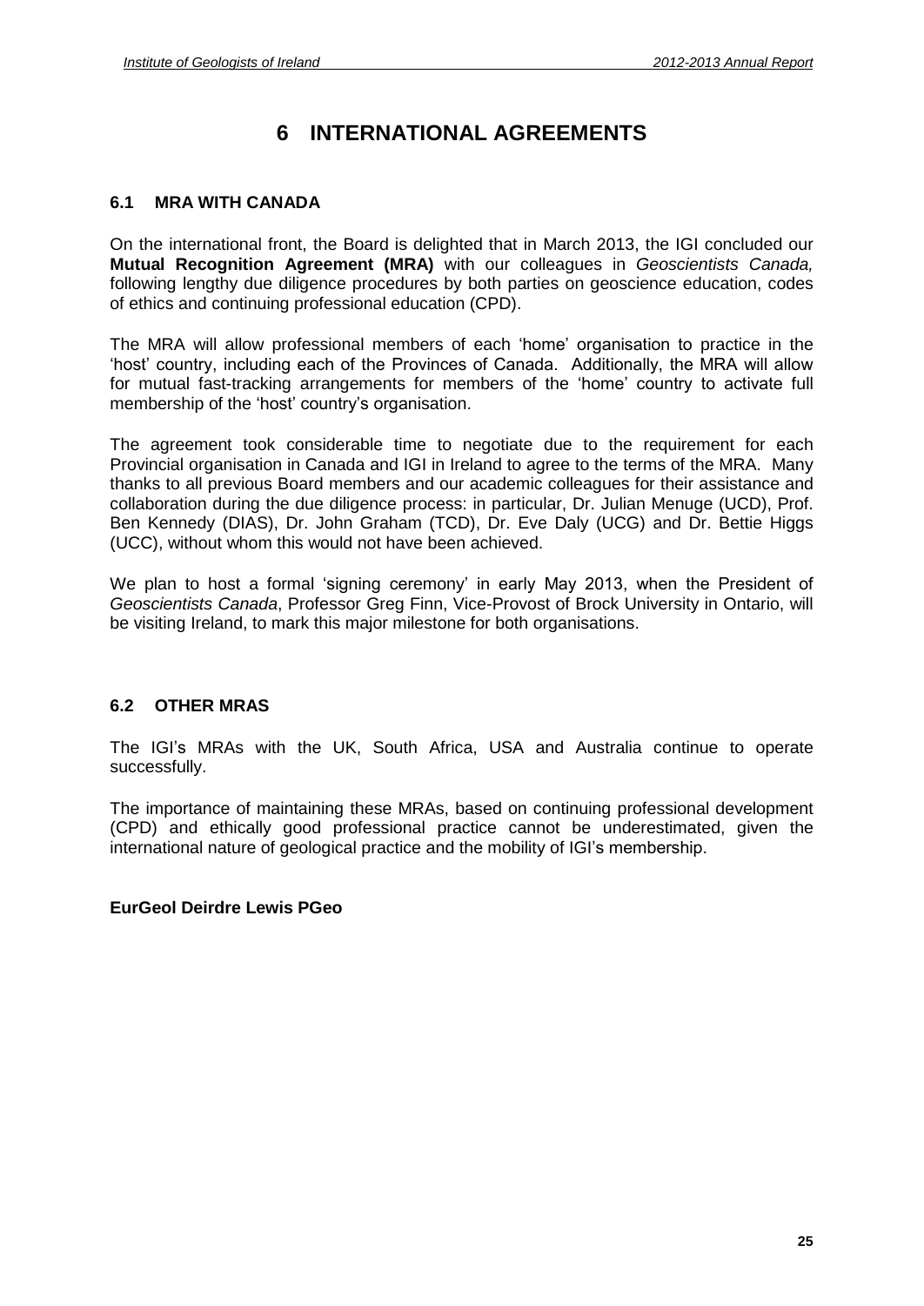# 6 INTERNATIONAL AGREEMENTS

## 6.1 MRA WITH CANADA

On the international front, the Board is delighted that in March 2013, the IGI concluded our **Mutual Recognition Agreement (MRA)** with our colleagues in *Geoscientists Canada,* following lengthy due diligence procedures by both parties on geoscience education, codes of ethics and continuing professional education (CPD).

The MRA will allow professional members of each 'home' organisation to practice in the 'host' country, including each of the Provinces of Canada. Additionally, the MRA will allow for mutual fast-tracking arrangements for members of the 'home' country to activate full membership of the 'host' country's organisation.

The agreement took considerable time to negotiate due to the requirement for each Provincial organisation in Canada and IGI in Ireland to agree to the terms of the MRA. Many thanks to all previous Board members and our academic colleagues for their assistance and collaboration during the due diligence process: in particular, Dr. Julian Menuge (UCD), Prof. Ben Kennedy (DIAS), Dr. John Graham (TCD), Dr. Eve Daly (UCG) and Dr. Bettie Higgs (UCC), without whom this would not have been achieved.

We plan to host a formal 'signing ceremony' in early May 2013, when the President of *Geoscientists Canada*, Professor Greg Finn, Vice-Provost of Brock University in Ontario, will be visiting Ireland, to mark this major milestone for both organisations.

## 6.2 OTHER MRAS

The IGI's MRAs with the UK, South Africa, USA and Australia continue to operate successfully.

The importance of maintaining these MRAs, based on continuing professional development (CPD) and ethically good professional practice cannot be underestimated, given the international nature of geological practice and the mobility of IGI's membership.

**EurGeol Deirdre Lewis PGeo**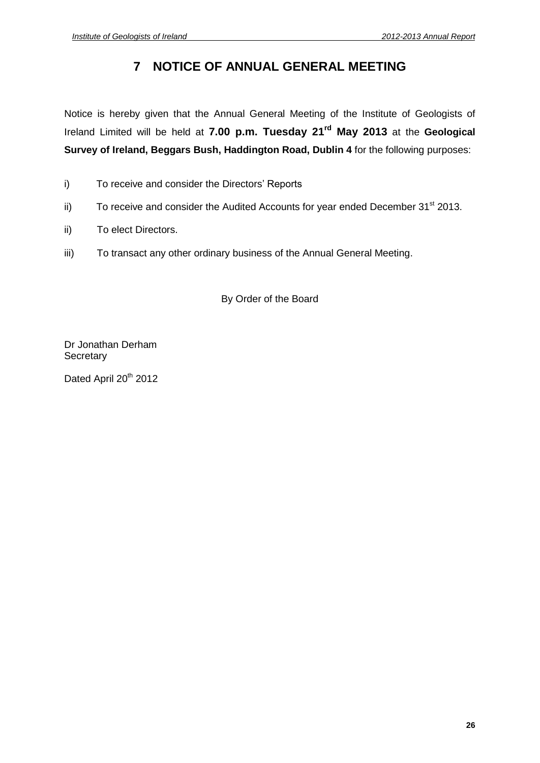# 7 NOTICE OF ANNUAL GENERAL MEETING

Notice is hereby given that the Annual General Meeting of the Institute of Geologists of Ireland Limited will be held at **7.00 p.m. Tuesday 21rd May 2013** at the **Geological Survey of Ireland, Beggars Bush, Haddington Road, Dublin 4** for the following purposes:

i) To receive and consider the Directors' Reports

ii) To receive and consider the Audited Accounts for year ended December 31st 2013.

ii) To elect Directors.

iii) To transact any other ordinary business of the Annual General Meeting.

By Order of the Board

Dr Jonathan Derham
Secretary

Dated April 20th 2012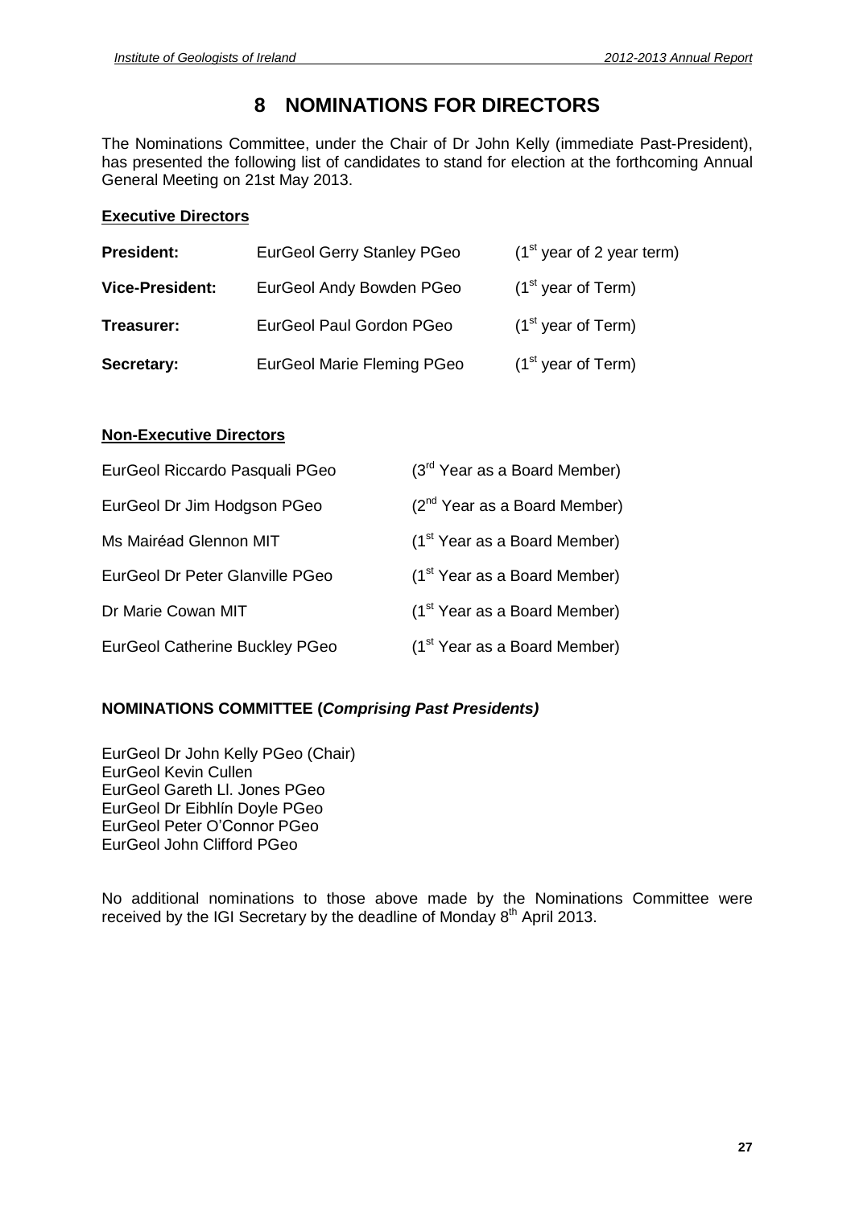# 8 NOMINATIONS FOR DIRECTORS

The Nominations Committee, under the Chair of Dr John Kelly (immediate Past-President), has presented the following list of candidates to stand for election at the forthcoming Annual General Meeting on 21st May 2013.

**Executive Directors**

| | | |
|---|---|---|
| **President:** | EurGeol Gerry Stanley PGeo | (1st year of 2 year term) |
| **Vice-President:** | EurGeol Andy Bowden PGeo | (1st year of Term) |
| **Treasurer:** | EurGeol Paul Gordon PGeo | (1st year of Term) |
| **Secretary:** | EurGeol Marie Fleming PGeo | (1st year of Term) |

**Non-Executive Directors**

| | |
|---|---|
| EurGeol Riccardo Pasquali PGeo | (3rd Year as a Board Member) |
| EurGeol Dr Jim Hodgson PGeo | (2nd Year as a Board Member) |
| Ms Mairéad Glennon MIT | (1st Year as a Board Member) |
| EurGeol Dr Peter Glanville PGeo | (1st Year as a Board Member) |
| Dr Marie Cowan MIT | (1st Year as a Board Member) |
| EurGeol Catherine Buckley PGeo | (1st Year as a Board Member) |

**NOMINATIONS COMMITTEE (*Comprising Past Presidents)***

EurGeol Dr John Kelly PGeo (Chair)
EurGeol Kevin Cullen
EurGeol Gareth Ll. Jones PGeo
EurGeol Dr Eibhlín Doyle PGeo
EurGeol Peter O'Connor PGeo
EurGeol John Clifford PGeo

No additional nominations to those above made by the Nominations Committee were received by the IGI Secretary by the deadline of Monday 8th April 2013.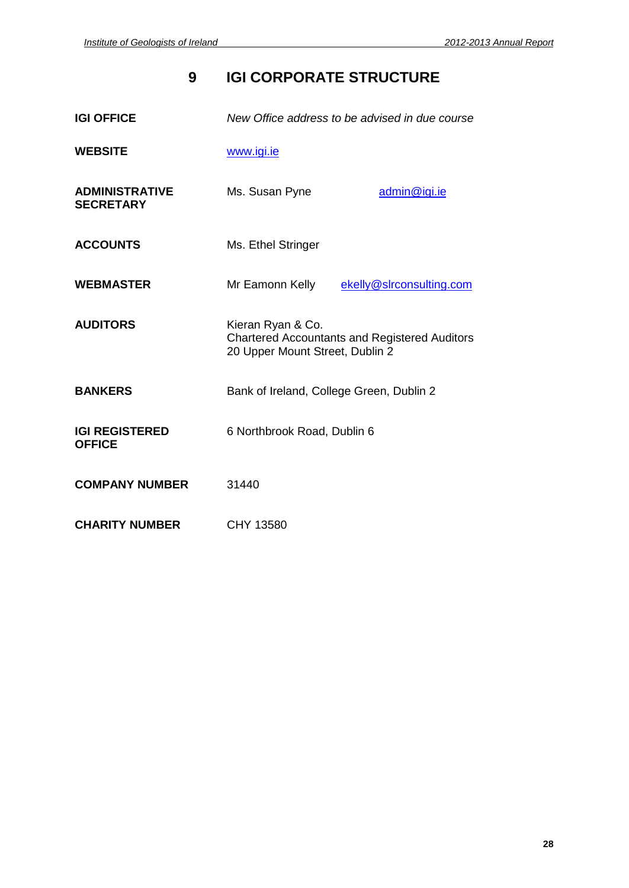# 9 IGI CORPORATE STRUCTURE

| | |
|---|---|
| **IGI OFFICE** | *New Office address to be advised in due course* |
| **WEBSITE** | www.igi.ie |
| **ADMINISTRATIVE SECRETARY** | Ms. Susan Pyne admin@igi.ie |
| **ACCOUNTS** | Ms. Ethel Stringer |
| **WEBMASTER** | Mr Eamonn Kelly ekelly@slrconsulting.com |
| **AUDITORS** | Kieran Ryan & Co.<br>Chartered Accountants and Registered Auditors<br>20 Upper Mount Street, Dublin 2 |
| **BANKERS** | Bank of Ireland, College Green, Dublin 2 |
| **IGI REGISTERED OFFICE** | 6 Northbrook Road, Dublin 6 |
| **COMPANY NUMBER** | 31440 |
| **CHARITY NUMBER** | CHY 13580 |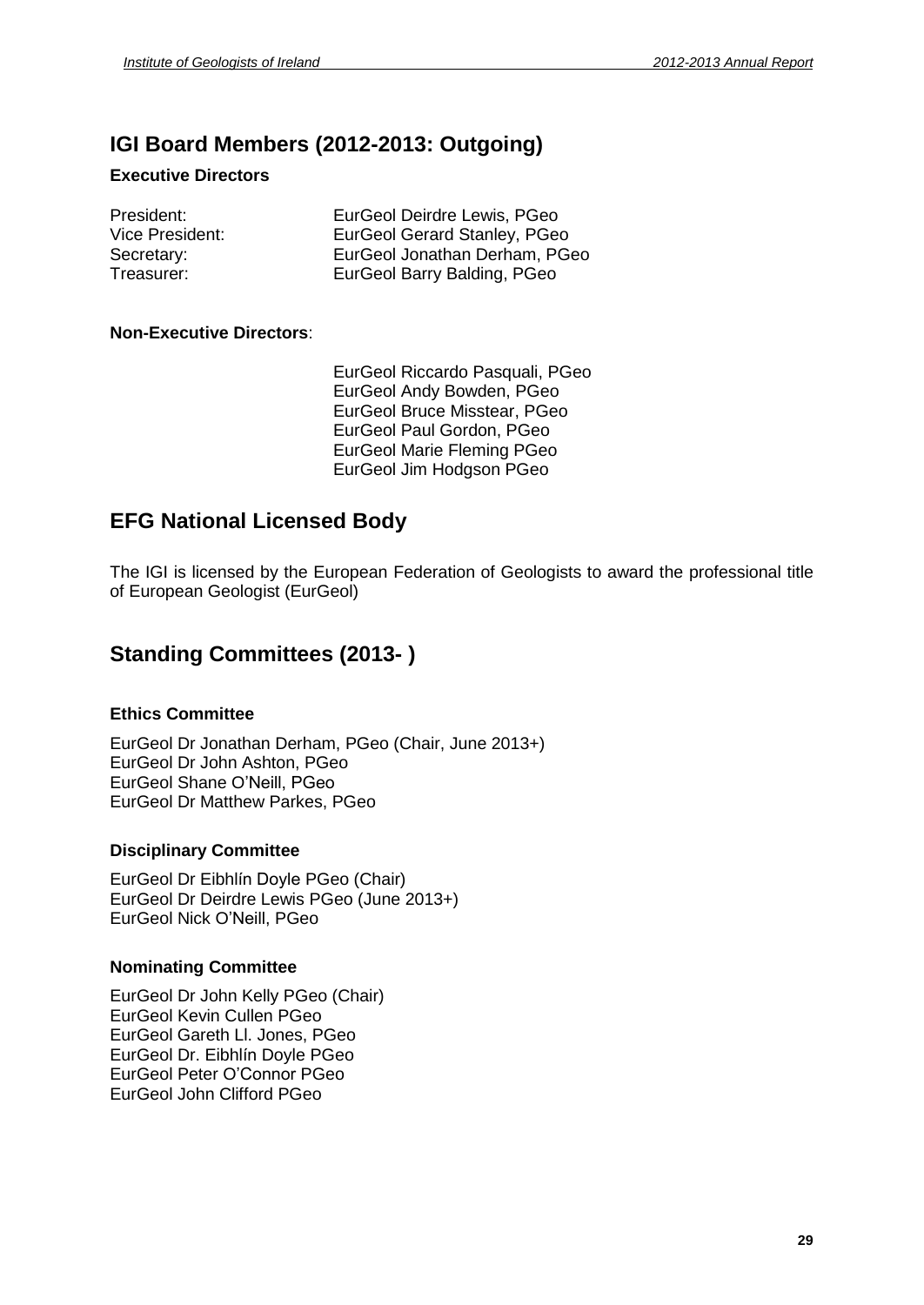## IGI Board Members (2012-2013: Outgoing)

### Executive Directors

President: EurGeol Deirdre Lewis, PGeo
Vice President: EurGeol Gerard Stanley, PGeo
Secretary: EurGeol Jonathan Derham, PGeo
Treasurer: EurGeol Barry Balding, PGeo

**Non-Executive Directors**:

EurGeol Riccardo Pasquali, PGeo
EurGeol Andy Bowden, PGeo
EurGeol Bruce Misstear, PGeo
EurGeol Paul Gordon, PGeo
EurGeol Marie Fleming PGeo
EurGeol Jim Hodgson PGeo

## EFG National Licensed Body

The IGI is licensed by the European Federation of Geologists to award the professional title of European Geologist (EurGeol)

## Standing Committees (2013- )

### Ethics Committee

EurGeol Dr Jonathan Derham, PGeo (Chair, June 2013+)
EurGeol Dr John Ashton, PGeo
EurGeol Shane O'Neill, PGeo
EurGeol Dr Matthew Parkes, PGeo

### Disciplinary Committee

EurGeol Dr Eibhlín Doyle PGeo (Chair)
EurGeol Dr Deirdre Lewis PGeo (June 2013+)
EurGeol Nick O'Neill, PGeo

### Nominating Committee

EurGeol Dr John Kelly PGeo (Chair)
EurGeol Kevin Cullen PGeo
EurGeol Gareth Ll. Jones, PGeo
EurGeol Dr. Eibhlín Doyle PGeo
EurGeol Peter O'Connor PGeo
EurGeol John Clifford PGeo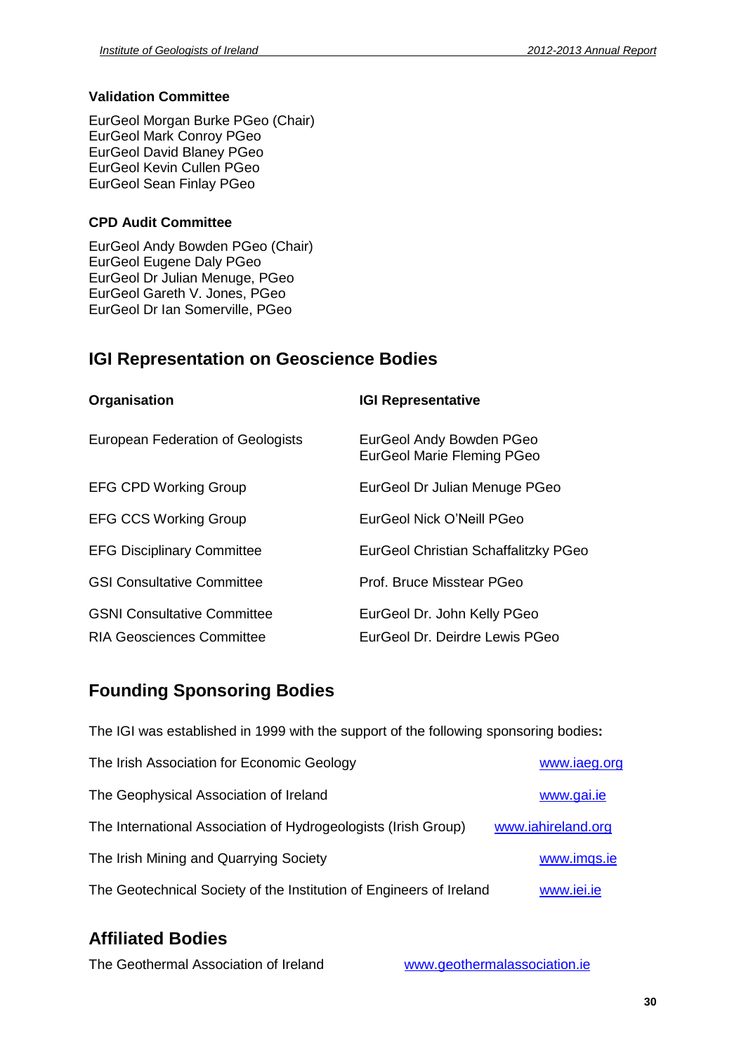### Validation Committee

EurGeol Morgan Burke PGeo (Chair)
EurGeol Mark Conroy PGeo
EurGeol David Blaney PGeo
EurGeol Kevin Cullen PGeo
EurGeol Sean Finlay PGeo

### CPD Audit Committee

EurGeol Andy Bowden PGeo (Chair)
EurGeol Eugene Daly PGeo
EurGeol Dr Julian Menuge, PGeo
EurGeol Gareth V. Jones, PGeo
EurGeol Dr Ian Somerville, PGeo

## IGI Representation on Geoscience Bodies

| Organisation | IGI Representative |
|---|---|
| European Federation of Geologists | EurGeol Andy Bowden PGeo<br>EurGeol Marie Fleming PGeo |
| EFG CPD Working Group | EurGeol Dr Julian Menuge PGeo |
| EFG CCS Working Group | EurGeol Nick O'Neill PGeo |
| EFG Disciplinary Committee | EurGeol Christian Schaffalitzky PGeo |
| GSI Consultative Committee | Prof. Bruce Misstear PGeo |
| GSNI Consultative Committee | EurGeol Dr. John Kelly PGeo |
| RIA Geosciences Committee | EurGeol Dr. Deirdre Lewis PGeo |

## Founding Sponsoring Bodies

The IGI was established in 1999 with the support of the following sponsoring bodies**:**

| | |
|---|---|
| The Irish Association for Economic Geology | www.iaeg.org |
| The Geophysical Association of Ireland | www.gai.ie |
| The International Association of Hydrogeologists (Irish Group) | www.iahireland.org |
| The Irish Mining and Quarrying Society | www.imqs.ie |
| The Geotechnical Society of the Institution of Engineers of Ireland | www.iei.ie |

## Affiliated Bodies

The Geothermal Association of Ireland www.geothermalassociation.ie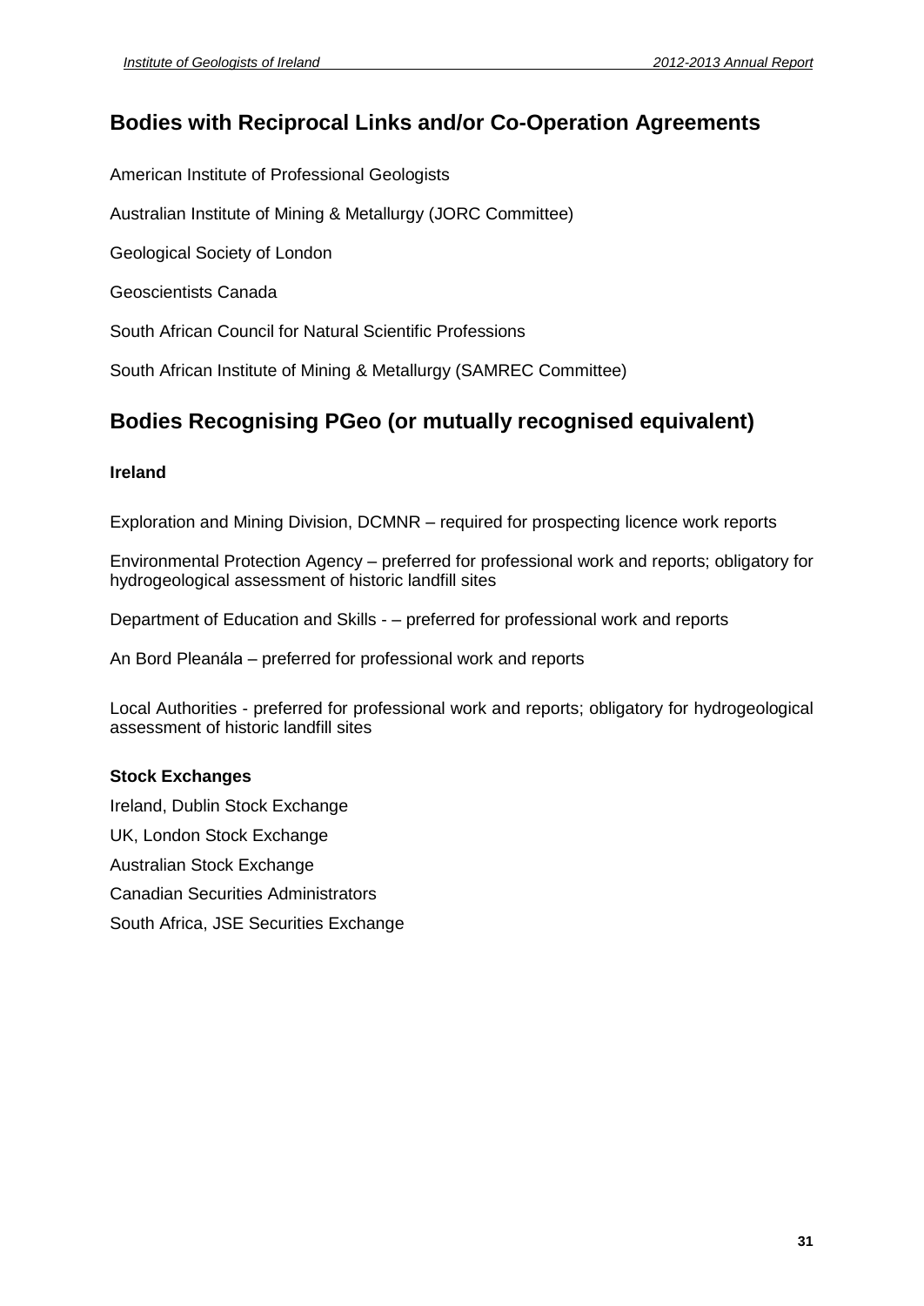## Bodies with Reciprocal Links and/or Co-Operation Agreements

American Institute of Professional Geologists

Australian Institute of Mining & Metallurgy (JORC Committee)

Geological Society of London

Geoscientists Canada

South African Council for Natural Scientific Professions

South African Institute of Mining & Metallurgy (SAMREC Committee)

## Bodies Recognising PGeo (or mutually recognised equivalent)

**Ireland**

Exploration and Mining Division, DCMNR – required for prospecting licence work reports

Environmental Protection Agency – preferred for professional work and reports; obligatory for hydrogeological assessment of historic landfill sites

Department of Education and Skills - – preferred for professional work and reports

An Bord Pleanála – preferred for professional work and reports

Local Authorities - preferred for professional work and reports; obligatory for hydrogeological assessment of historic landfill sites

**Stock Exchanges**

Ireland, Dublin Stock Exchange

UK, London Stock Exchange

Australian Stock Exchange

Canadian Securities Administrators

South Africa, JSE Securities Exchange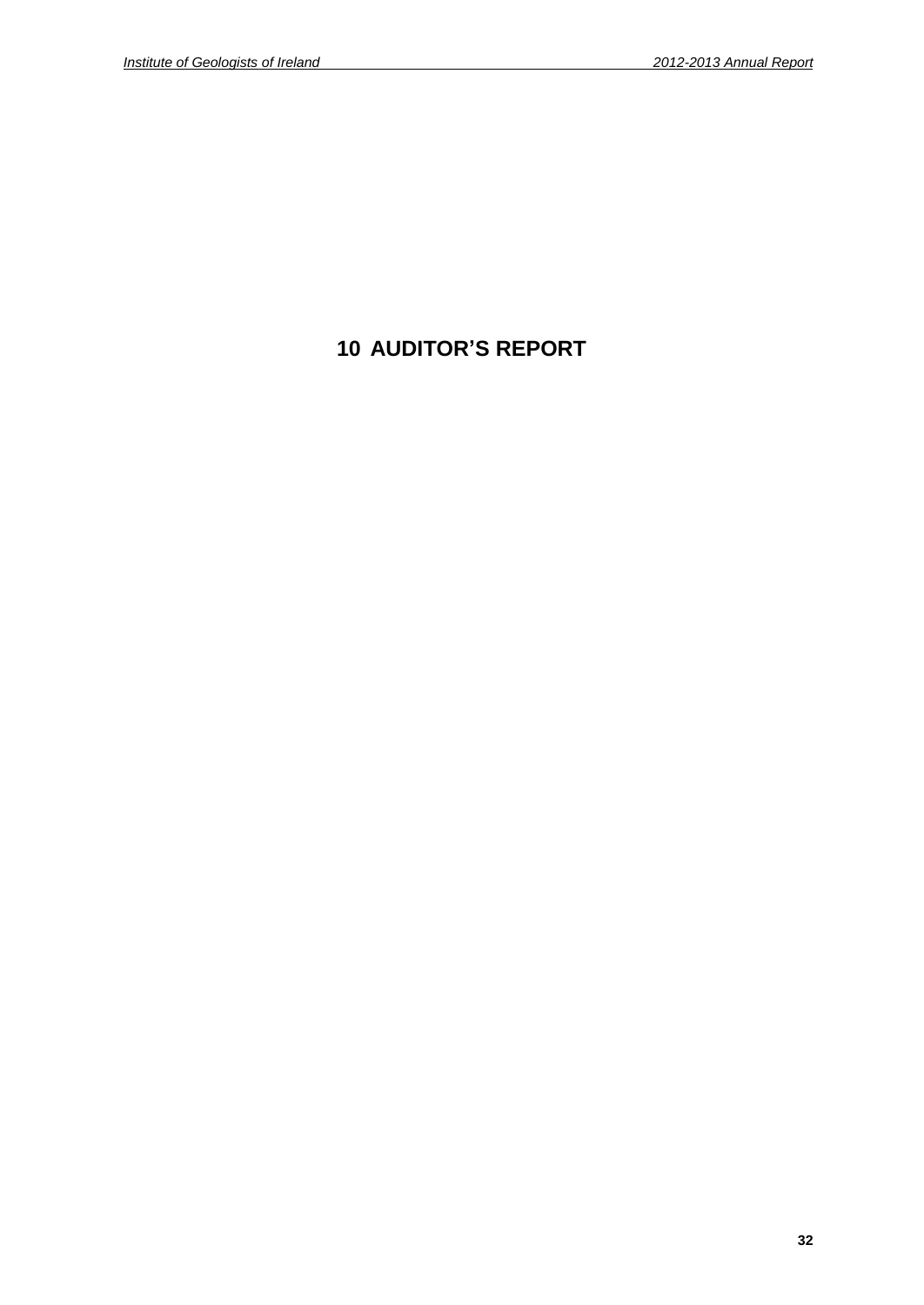# 10 AUDITOR'S REPORT